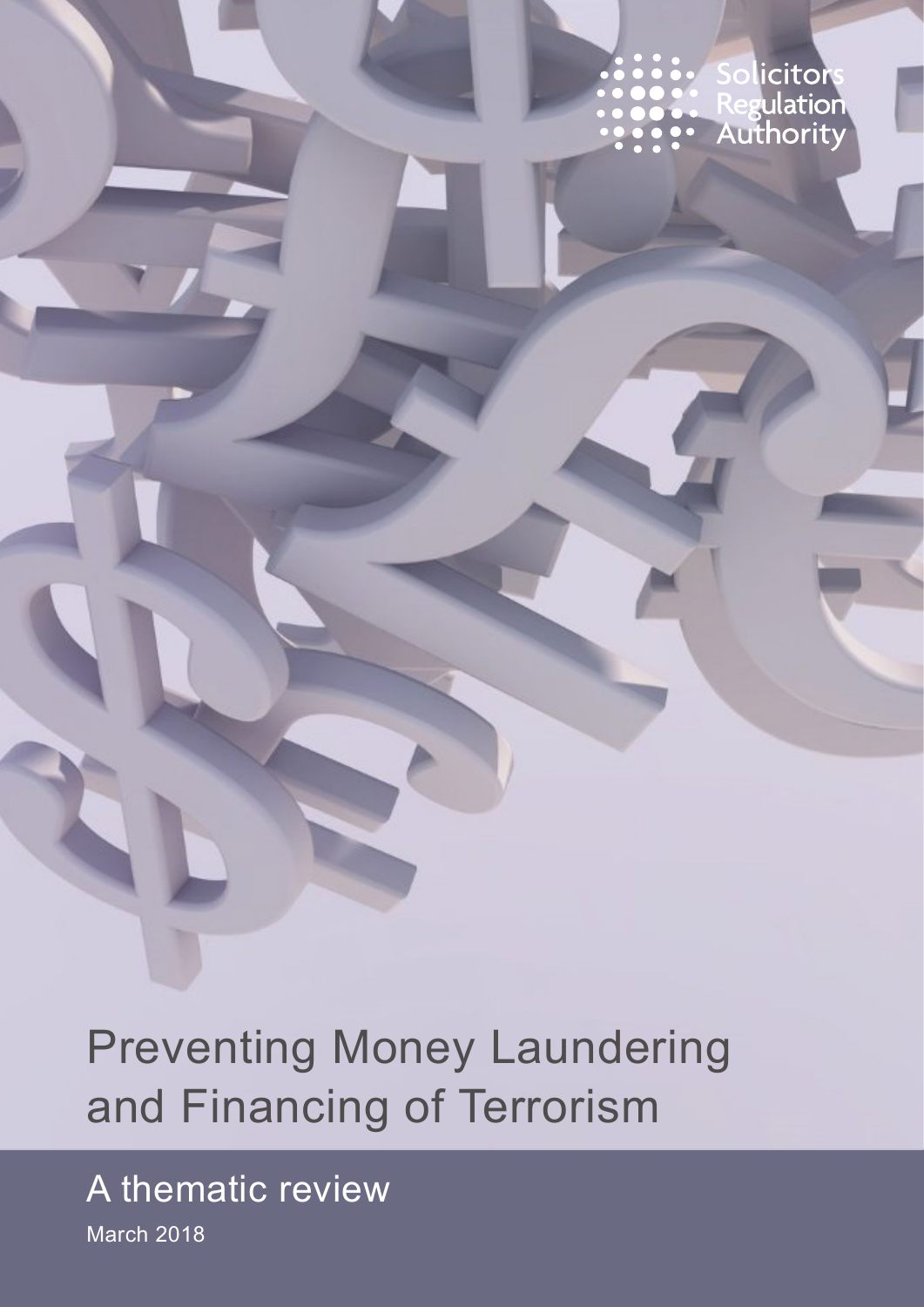Solicitors Regulation Authority

# Preventing Money Laundering and Financing of Terrorism

## A thematic review

March 2018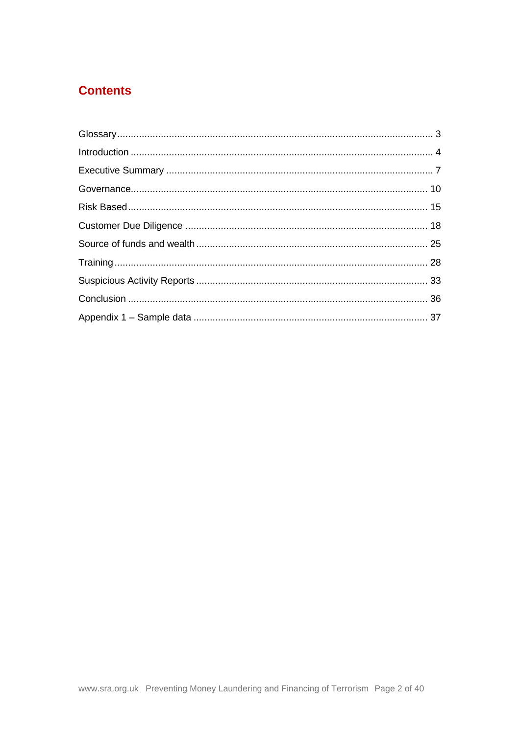## Contents

Glossary .................................................................................................................. 3

Introduction ............................................................................................................ 4

Executive Summary ............................................................................................... 7

Governance ........................................................................................................... 10

Risk Based ............................................................................................................ 15

Customer Due Diligence ....................................................................................... 18

Source of funds and wealth .................................................................................. 25

Training ................................................................................................................. 28

Suspicious Activity Reports ................................................................................... 33

Conclusion ............................................................................................................ 36

Appendix 1 – Sample data .................................................................................... 37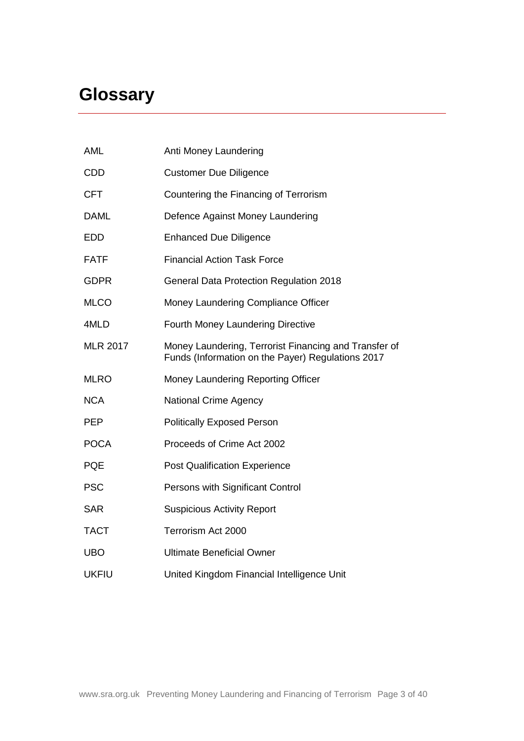# Glossary

| | |
|---|---|
| AML | Anti Money Laundering |
| CDD | Customer Due Diligence |
| CFT | Countering the Financing of Terrorism |
| DAML | Defence Against Money Laundering |
| EDD | Enhanced Due Diligence |
| FATF | Financial Action Task Force |
| GDPR | General Data Protection Regulation 2018 |
| MLCO | Money Laundering Compliance Officer |
| 4MLD | Fourth Money Laundering Directive |
| MLR 2017 | Money Laundering, Terrorist Financing and Transfer of Funds (Information on the Payer) Regulations 2017 |
| MLRO | Money Laundering Reporting Officer |
| NCA | National Crime Agency |
| PEP | Politically Exposed Person |
| POCA | Proceeds of Crime Act 2002 |
| PQE | Post Qualification Experience |
| PSC | Persons with Significant Control |
| SAR | Suspicious Activity Report |
| TACT | Terrorism Act 2000 |
| UBO | Ultimate Beneficial Owner |
| UKFIU | United Kingdom Financial Intelligence Unit |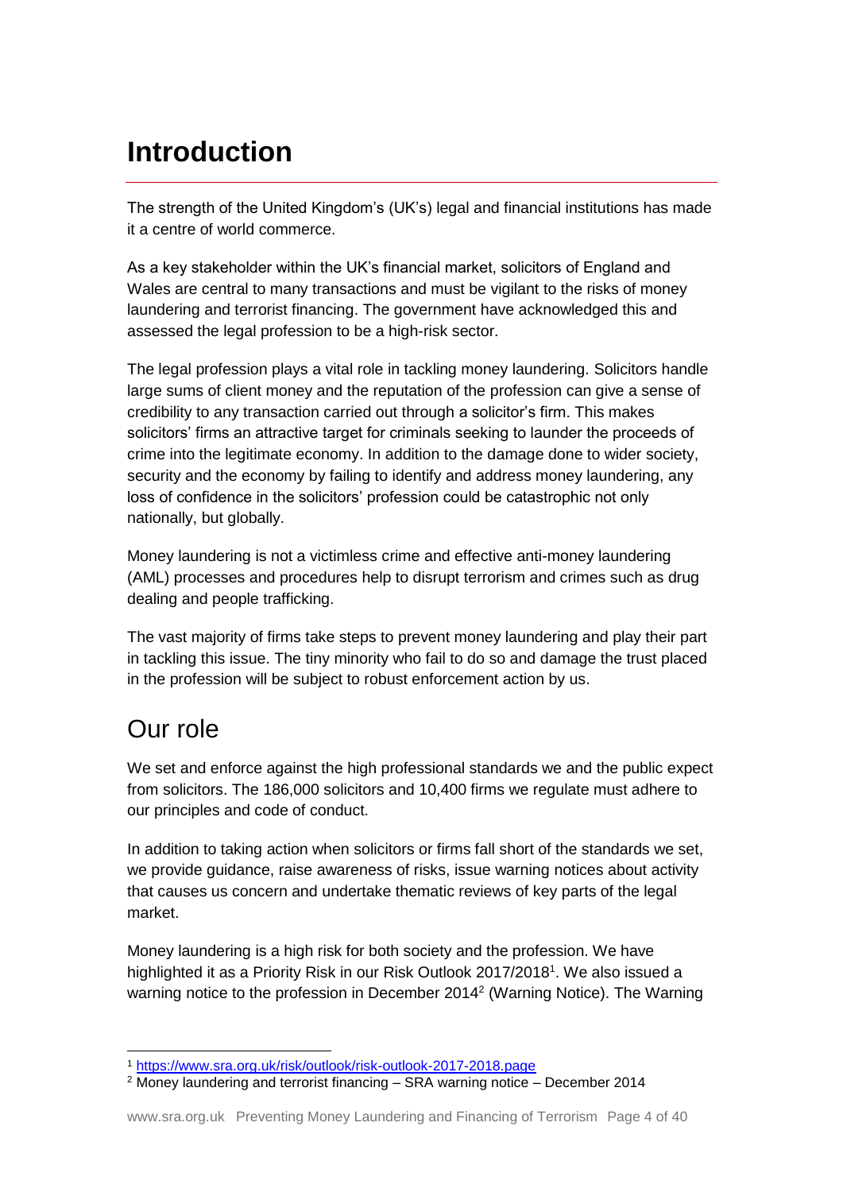# Introduction

The strength of the United Kingdom's (UK's) legal and financial institutions has made it a centre of world commerce.

As a key stakeholder within the UK's financial market, solicitors of England and Wales are central to many transactions and must be vigilant to the risks of money laundering and terrorist financing. The government have acknowledged this and assessed the legal profession to be a high-risk sector.

The legal profession plays a vital role in tackling money laundering. Solicitors handle large sums of client money and the reputation of the profession can give a sense of credibility to any transaction carried out through a solicitor's firm. This makes solicitors' firms an attractive target for criminals seeking to launder the proceeds of crime into the legitimate economy. In addition to the damage done to wider society, security and the economy by failing to identify and address money laundering, any loss of confidence in the solicitors' profession could be catastrophic not only nationally, but globally.

Money laundering is not a victimless crime and effective anti-money laundering (AML) processes and procedures help to disrupt terrorism and crimes such as drug dealing and people trafficking.

The vast majority of firms take steps to prevent money laundering and play their part in tackling this issue. The tiny minority who fail to do so and damage the trust placed in the profession will be subject to robust enforcement action by us.

## Our role

We set and enforce against the high professional standards we and the public expect from solicitors. The 186,000 solicitors and 10,400 firms we regulate must adhere to our principles and code of conduct.

In addition to taking action when solicitors or firms fall short of the standards we set, we provide guidance, raise awareness of risks, issue warning notices about activity that causes us concern and undertake thematic reviews of key parts of the legal market.

Money laundering is a high risk for both society and the profession. We have highlighted it as a Priority Risk in our Risk Outlook 2017/2018[1]. We also issued a warning notice to the profession in December 2014[2] (Warning Notice). The Warning

[1] https://www.sra.org.uk/risk/outlook/risk-outlook-2017-2018.page

[2] Money laundering and terrorist financing – SRA warning notice – December 2014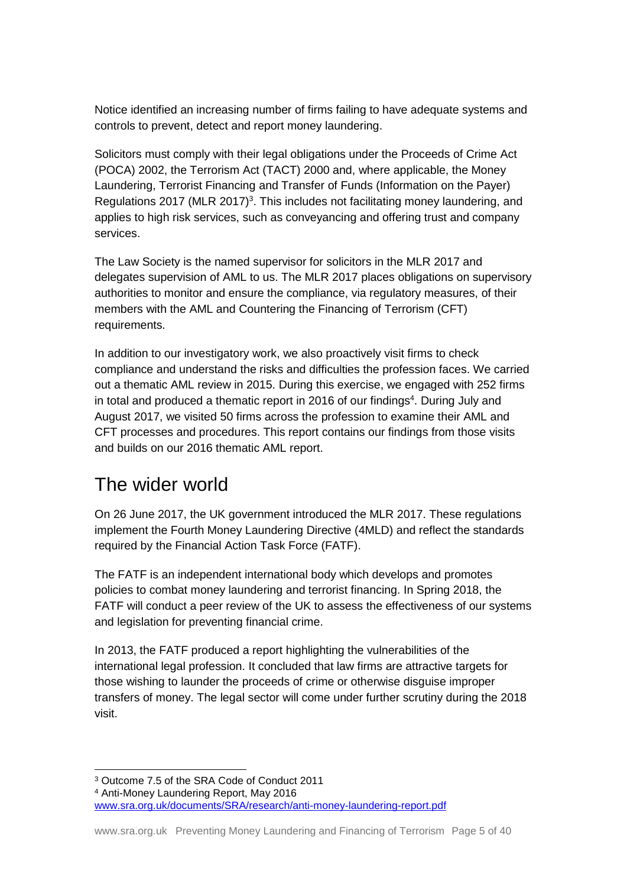Notice identified an increasing number of firms failing to have adequate systems and controls to prevent, detect and report money laundering.

Solicitors must comply with their legal obligations under the Proceeds of Crime Act (POCA) 2002, the Terrorism Act (TACT) 2000 and, where applicable, the Money Laundering, Terrorist Financing and Transfer of Funds (Information on the Payer) Regulations 2017 (MLR 2017)[3]. This includes not facilitating money laundering, and applies to high risk services, such as conveyancing and offering trust and company services.

The Law Society is the named supervisor for solicitors in the MLR 2017 and delegates supervision of AML to us. The MLR 2017 places obligations on supervisory authorities to monitor and ensure the compliance, via regulatory measures, of their members with the AML and Countering the Financing of Terrorism (CFT) requirements.

In addition to our investigatory work, we also proactively visit firms to check compliance and understand the risks and difficulties the profession faces. We carried out a thematic AML review in 2015. During this exercise, we engaged with 252 firms in total and produced a thematic report in 2016 of our findings[4]. During July and August 2017, we visited 50 firms across the profession to examine their AML and CFT processes and procedures. This report contains our findings from those visits and builds on our 2016 thematic AML report.

## The wider world

On 26 June 2017, the UK government introduced the MLR 2017. These regulations implement the Fourth Money Laundering Directive (4MLD) and reflect the standards required by the Financial Action Task Force (FATF).

The FATF is an independent international body which develops and promotes policies to combat money laundering and terrorist financing. In Spring 2018, the FATF will conduct a peer review of the UK to assess the effectiveness of our systems and legislation for preventing financial crime.

In 2013, the FATF produced a report highlighting the vulnerabilities of the international legal profession. It concluded that law firms are attractive targets for those wishing to launder the proceeds of crime or otherwise disguise improper transfers of money. The legal sector will come under further scrutiny during the 2018 visit.

---

[3] Outcome 7.5 of the SRA Code of Conduct 2011

[4] Anti-Money Laundering Report, May 2016 www.sra.org.uk/documents/SRA/research/anti-money-laundering-report.pdf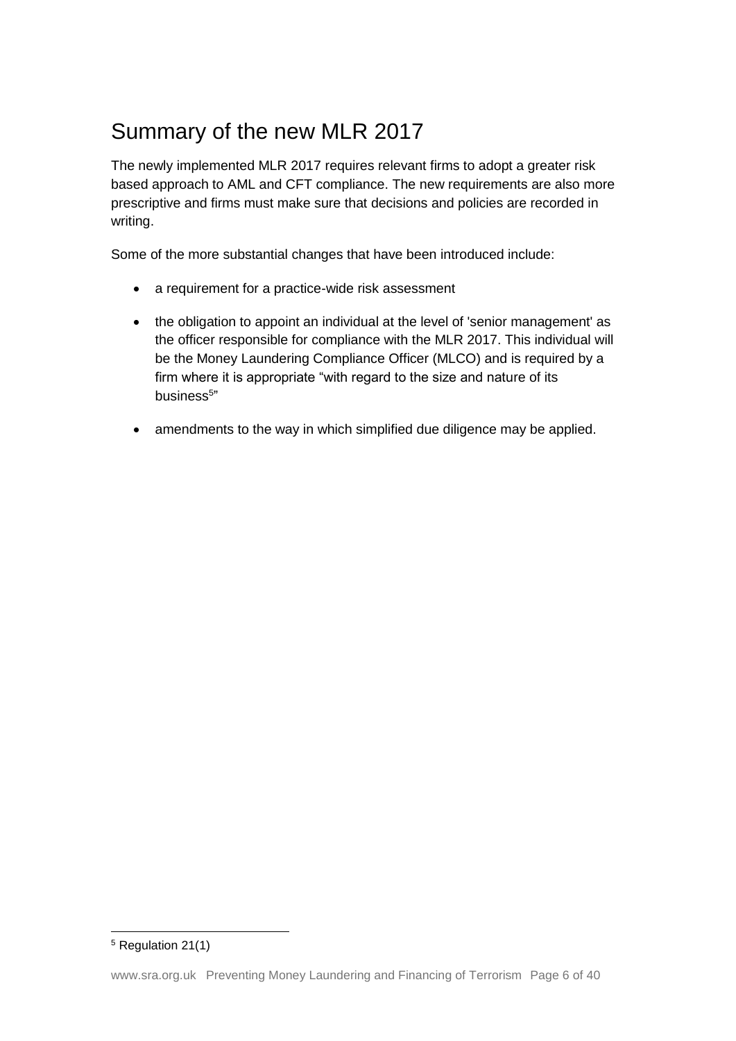## Summary of the new MLR 2017

The newly implemented MLR 2017 requires relevant firms to adopt a greater risk based approach to AML and CFT compliance. The new requirements are also more prescriptive and firms must make sure that decisions and policies are recorded in writing.

Some of the more substantial changes that have been introduced include:

- a requirement for a practice-wide risk assessment
- the obligation to appoint an individual at the level of 'senior management' as the officer responsible for compliance with the MLR 2017. This individual will be the Money Laundering Compliance Officer (MLCO) and is required by a firm where it is appropriate "with regard to the size and nature of its business[5]"
- amendments to the way in which simplified due diligence may be applied.

---

[5] Regulation 21(1)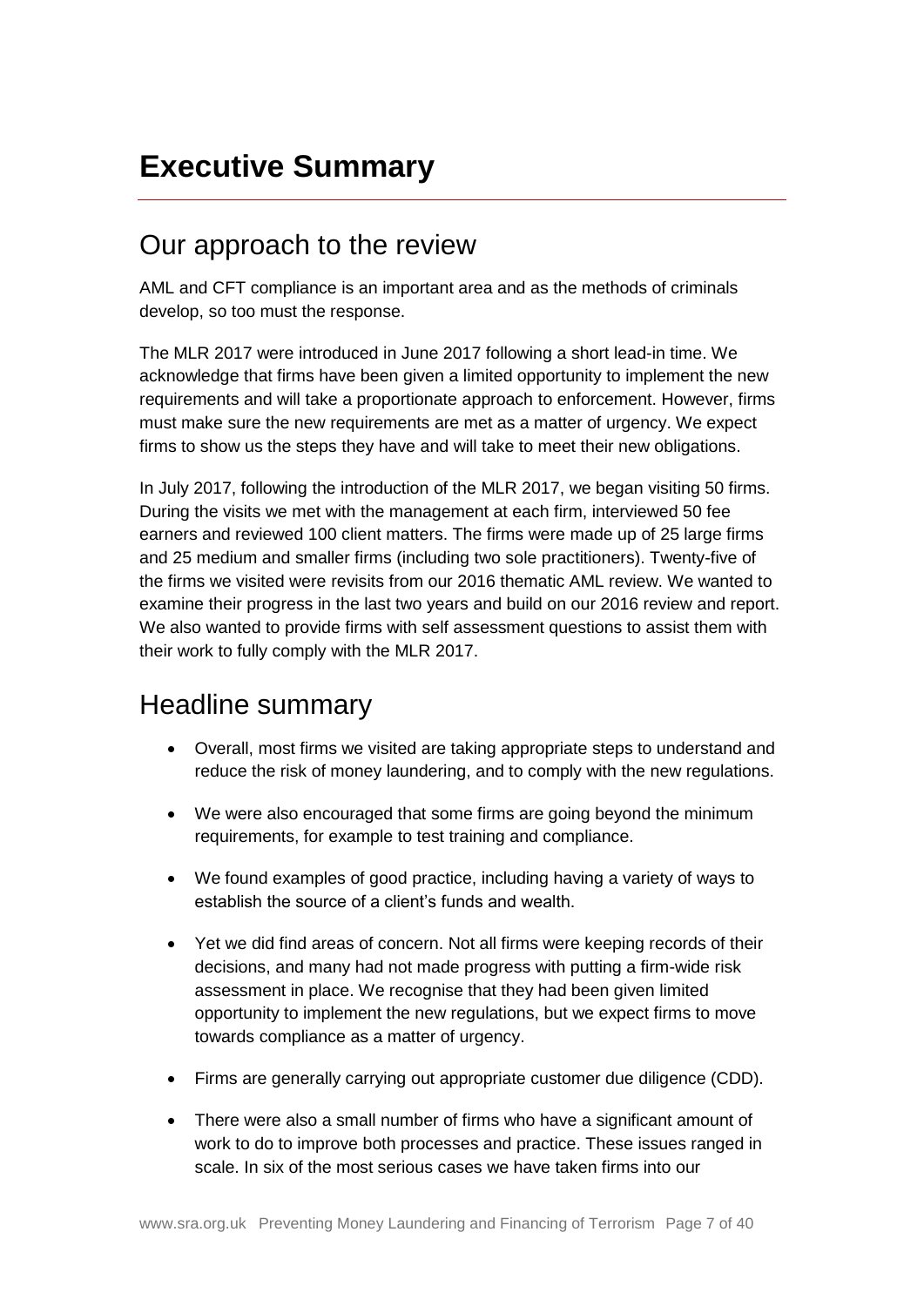# Executive Summary

## Our approach to the review

AML and CFT compliance is an important area and as the methods of criminals develop, so too must the response.

The MLR 2017 were introduced in June 2017 following a short lead-in time. We acknowledge that firms have been given a limited opportunity to implement the new requirements and will take a proportionate approach to enforcement. However, firms must make sure the new requirements are met as a matter of urgency. We expect firms to show us the steps they have and will take to meet their new obligations.

In July 2017, following the introduction of the MLR 2017, we began visiting 50 firms. During the visits we met with the management at each firm, interviewed 50 fee earners and reviewed 100 client matters. The firms were made up of 25 large firms and 25 medium and smaller firms (including two sole practitioners). Twenty-five of the firms we visited were revisits from our 2016 thematic AML review. We wanted to examine their progress in the last two years and build on our 2016 review and report. We also wanted to provide firms with self assessment questions to assist them with their work to fully comply with the MLR 2017.

## Headline summary

- Overall, most firms we visited are taking appropriate steps to understand and reduce the risk of money laundering, and to comply with the new regulations.
- We were also encouraged that some firms are going beyond the minimum requirements, for example to test training and compliance.
- We found examples of good practice, including having a variety of ways to establish the source of a client's funds and wealth.
- Yet we did find areas of concern. Not all firms were keeping records of their decisions, and many had not made progress with putting a firm-wide risk assessment in place. We recognise that they had been given limited opportunity to implement the new regulations, but we expect firms to move towards compliance as a matter of urgency.
- Firms are generally carrying out appropriate customer due diligence (CDD).
- There were also a small number of firms who have a significant amount of work to do to improve both processes and practice. These issues ranged in scale. In six of the most serious cases we have taken firms into our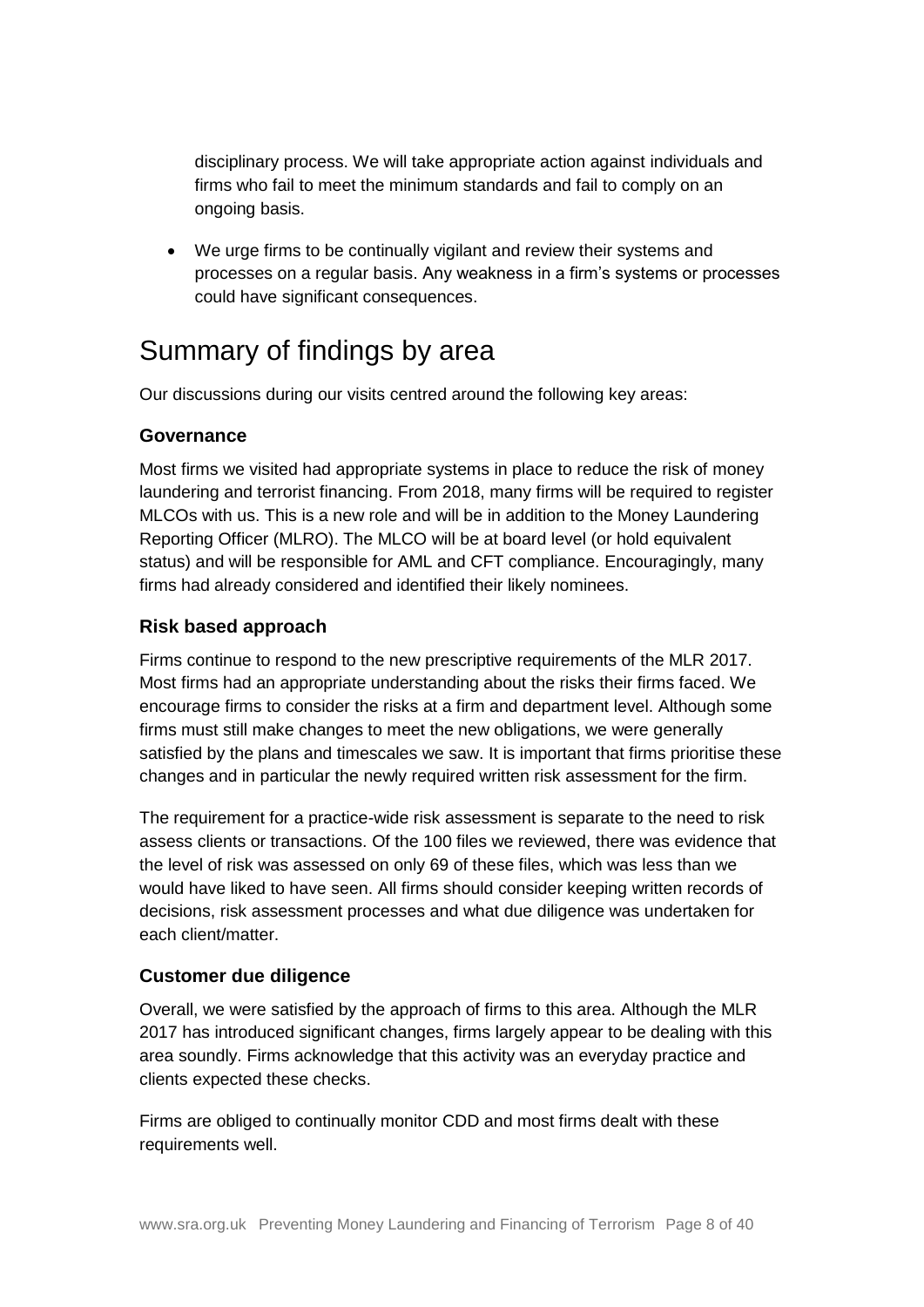disciplinary process. We will take appropriate action against individuals and firms who fail to meet the minimum standards and fail to comply on an ongoing basis.

- We urge firms to be continually vigilant and review their systems and processes on a regular basis. Any weakness in a firm's systems or processes could have significant consequences.

# Summary of findings by area

Our discussions during our visits centred around the following key areas:

### Governance

Most firms we visited had appropriate systems in place to reduce the risk of money laundering and terrorist financing. From 2018, many firms will be required to register MLCOs with us. This is a new role and will be in addition to the Money Laundering Reporting Officer (MLRO). The MLCO will be at board level (or hold equivalent status) and will be responsible for AML and CFT compliance. Encouragingly, many firms had already considered and identified their likely nominees.

### Risk based approach

Firms continue to respond to the new prescriptive requirements of the MLR 2017. Most firms had an appropriate understanding about the risks their firms faced. We encourage firms to consider the risks at a firm and department level. Although some firms must still make changes to meet the new obligations, we were generally satisfied by the plans and timescales we saw. It is important that firms prioritise these changes and in particular the newly required written risk assessment for the firm.

The requirement for a practice-wide risk assessment is separate to the need to risk assess clients or transactions. Of the 100 files we reviewed, there was evidence that the level of risk was assessed on only 69 of these files, which was less than we would have liked to have seen. All firms should consider keeping written records of decisions, risk assessment processes and what due diligence was undertaken for each client/matter.

### Customer due diligence

Overall, we were satisfied by the approach of firms to this area. Although the MLR 2017 has introduced significant changes, firms largely appear to be dealing with this area soundly. Firms acknowledge that this activity was an everyday practice and clients expected these checks.

Firms are obliged to continually monitor CDD and most firms dealt with these requirements well.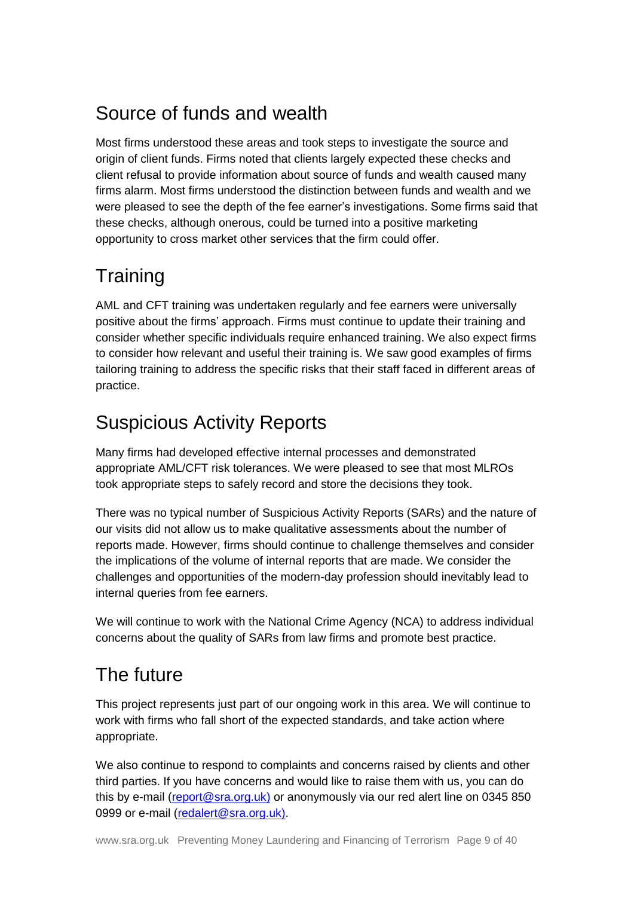## Source of funds and wealth

Most firms understood these areas and took steps to investigate the source and origin of client funds. Firms noted that clients largely expected these checks and client refusal to provide information about source of funds and wealth caused many firms alarm. Most firms understood the distinction between funds and wealth and we were pleased to see the depth of the fee earner's investigations. Some firms said that these checks, although onerous, could be turned into a positive marketing opportunity to cross market other services that the firm could offer.

## Training

AML and CFT training was undertaken regularly and fee earners were universally positive about the firms' approach. Firms must continue to update their training and consider whether specific individuals require enhanced training. We also expect firms to consider how relevant and useful their training is. We saw good examples of firms tailoring training to address the specific risks that their staff faced in different areas of practice.

## Suspicious Activity Reports

Many firms had developed effective internal processes and demonstrated appropriate AML/CFT risk tolerances. We were pleased to see that most MLROs took appropriate steps to safely record and store the decisions they took.

There was no typical number of Suspicious Activity Reports (SARs) and the nature of our visits did not allow us to make qualitative assessments about the number of reports made. However, firms should continue to challenge themselves and consider the implications of the volume of internal reports that are made. We consider the challenges and opportunities of the modern-day profession should inevitably lead to internal queries from fee earners.

We will continue to work with the National Crime Agency (NCA) to address individual concerns about the quality of SARs from law firms and promote best practice.

## The future

This project represents just part of our ongoing work in this area. We will continue to work with firms who fall short of the expected standards, and take action where appropriate.

We also continue to respond to complaints and concerns raised by clients and other third parties. If you have concerns and would like to raise them with us, you can do this by e-mail (report@sra.org.uk) or anonymously via our red alert line on 0345 850 0999 or e-mail (redalert@sra.org.uk).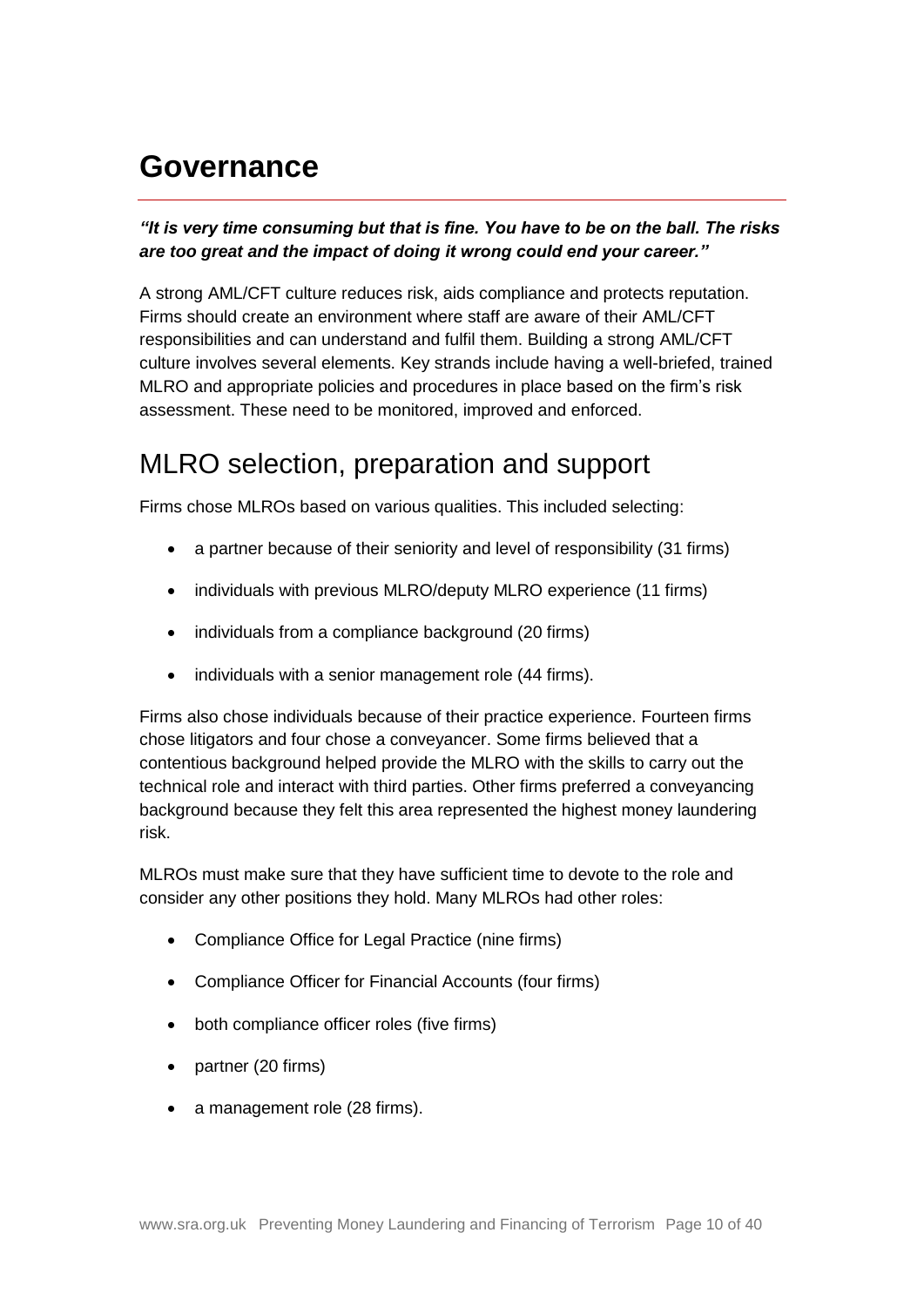# Governance

***"It is very time consuming but that is fine. You have to be on the ball. The risks are too great and the impact of doing it wrong could end your career."***

A strong AML/CFT culture reduces risk, aids compliance and protects reputation. Firms should create an environment where staff are aware of their AML/CFT responsibilities and can understand and fulfil them. Building a strong AML/CFT culture involves several elements. Key strands include having a well-briefed, trained MLRO and appropriate policies and procedures in place based on the firm's risk assessment. These need to be monitored, improved and enforced.

## MLRO selection, preparation and support

Firms chose MLROs based on various qualities. This included selecting:

- a partner because of their seniority and level of responsibility (31 firms)
- individuals with previous MLRO/deputy MLRO experience (11 firms)
- individuals from a compliance background (20 firms)
- individuals with a senior management role (44 firms).

Firms also chose individuals because of their practice experience. Fourteen firms chose litigators and four chose a conveyancer. Some firms believed that a contentious background helped provide the MLRO with the skills to carry out the technical role and interact with third parties. Other firms preferred a conveyancing background because they felt this area represented the highest money laundering risk.

MLROs must make sure that they have sufficient time to devote to the role and consider any other positions they hold. Many MLROs had other roles:

- Compliance Office for Legal Practice (nine firms)
- Compliance Officer for Financial Accounts (four firms)
- both compliance officer roles (five firms)
- partner (20 firms)
- a management role (28 firms).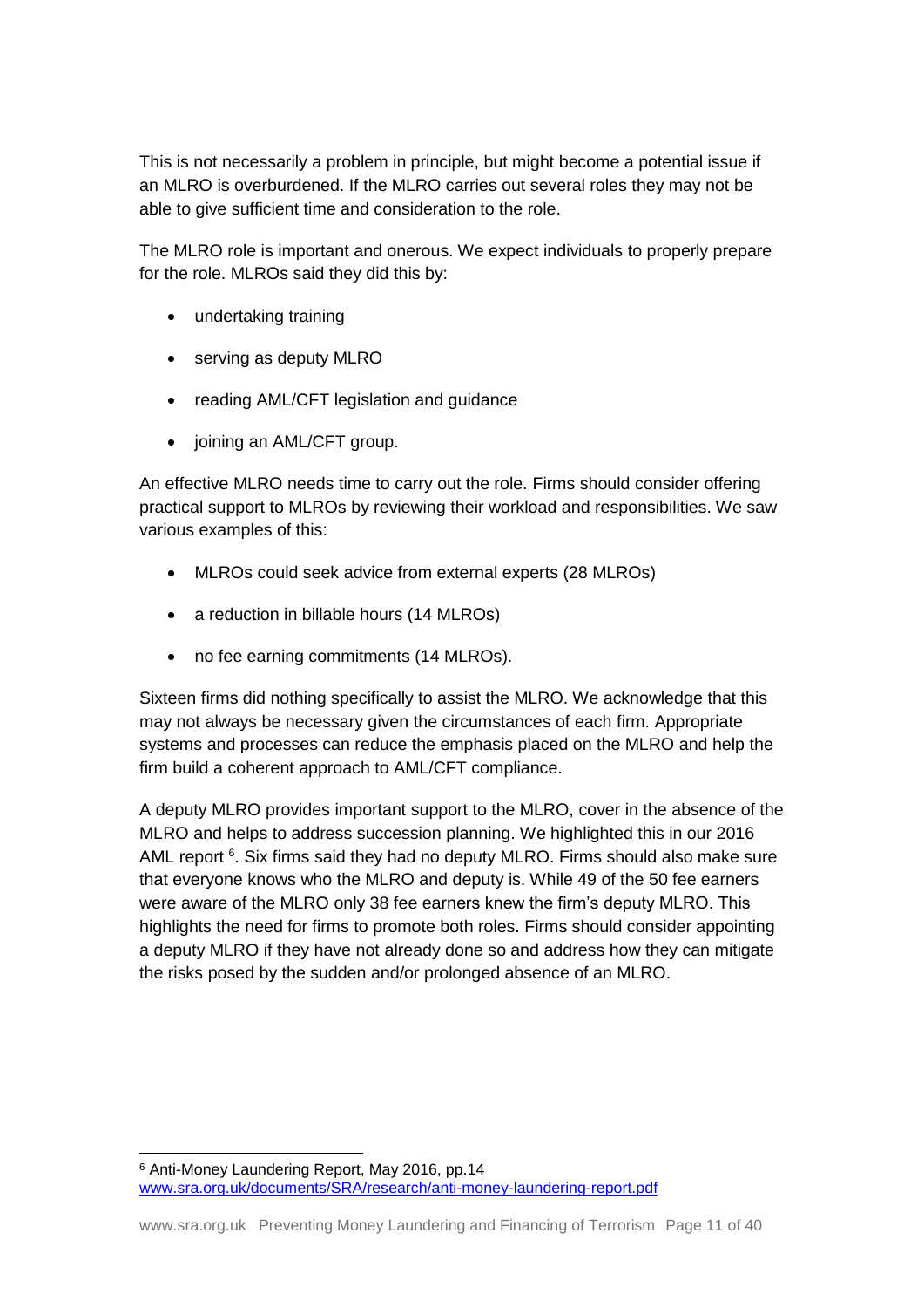This is not necessarily a problem in principle, but might become a potential issue if an MLRO is overburdened. If the MLRO carries out several roles they may not be able to give sufficient time and consideration to the role.

The MLRO role is important and onerous. We expect individuals to properly prepare for the role. MLROs said they did this by:

- undertaking training
- serving as deputy MLRO
- reading AML/CFT legislation and guidance
- joining an AML/CFT group.

An effective MLRO needs time to carry out the role. Firms should consider offering practical support to MLROs by reviewing their workload and responsibilities. We saw various examples of this:

- MLROs could seek advice from external experts (28 MLROs)
- a reduction in billable hours (14 MLROs)
- no fee earning commitments (14 MLROs).

Sixteen firms did nothing specifically to assist the MLRO. We acknowledge that this may not always be necessary given the circumstances of each firm. Appropriate systems and processes can reduce the emphasis placed on the MLRO and help the firm build a coherent approach to AML/CFT compliance.

A deputy MLRO provides important support to the MLRO, cover in the absence of the MLRO and helps to address succession planning. We highlighted this in our 2016 AML report [6]. Six firms said they had no deputy MLRO. Firms should also make sure that everyone knows who the MLRO and deputy is. While 49 of the 50 fee earners were aware of the MLRO only 38 fee earners knew the firm's deputy MLRO. This highlights the need for firms to promote both roles. Firms should consider appointing a deputy MLRO if they have not already done so and address how they can mitigate the risks posed by the sudden and/or prolonged absence of an MLRO.

---

[6] Anti-Money Laundering Report, May 2016, pp.14
www.sra.org.uk/documents/SRA/research/anti-money-laundering-report.pdf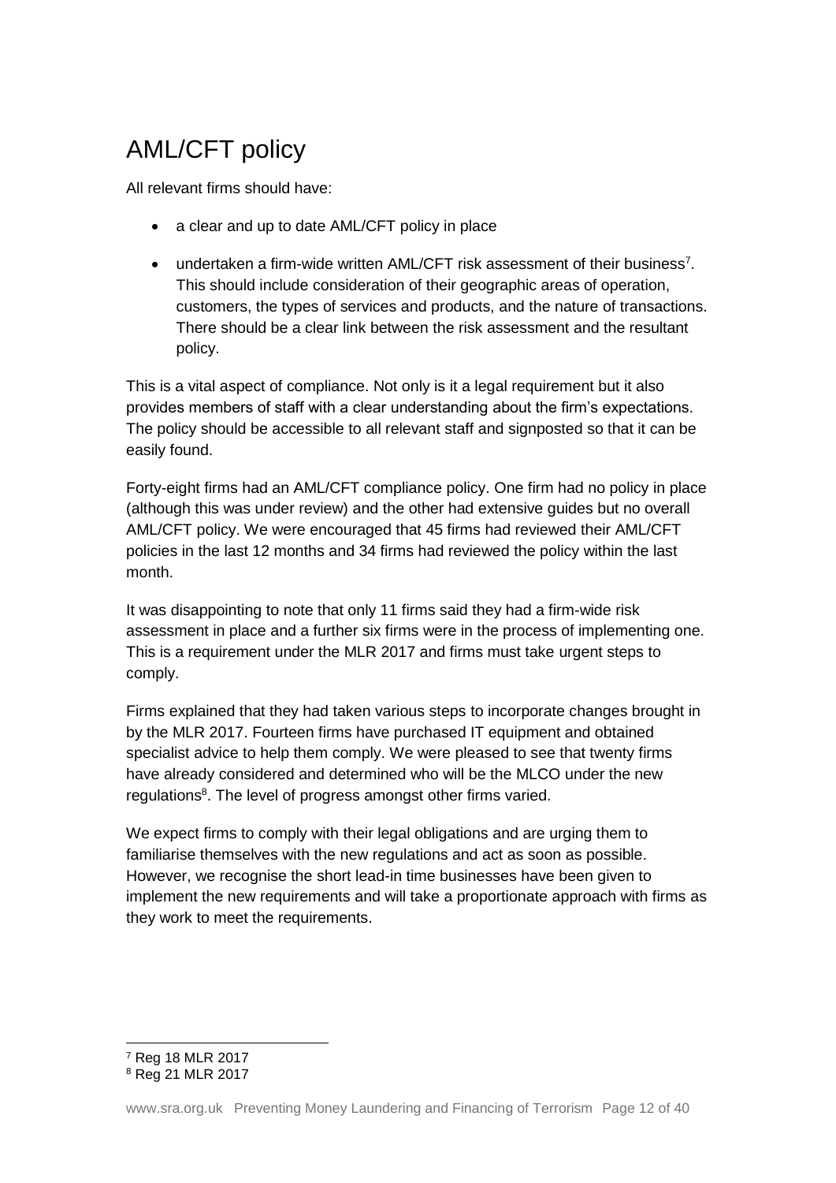## AML/CFT policy

All relevant firms should have:

- a clear and up to date AML/CFT policy in place
- undertaken a firm-wide written AML/CFT risk assessment of their business[7]. This should include consideration of their geographic areas of operation, customers, the types of services and products, and the nature of transactions. There should be a clear link between the risk assessment and the resultant policy.

This is a vital aspect of compliance. Not only is it a legal requirement but it also provides members of staff with a clear understanding about the firm's expectations. The policy should be accessible to all relevant staff and signposted so that it can be easily found.

Forty-eight firms had an AML/CFT compliance policy. One firm had no policy in place (although this was under review) and the other had extensive guides but no overall AML/CFT policy. We were encouraged that 45 firms had reviewed their AML/CFT policies in the last 12 months and 34 firms had reviewed the policy within the last month.

It was disappointing to note that only 11 firms said they had a firm-wide risk assessment in place and a further six firms were in the process of implementing one. This is a requirement under the MLR 2017 and firms must take urgent steps to comply.

Firms explained that they had taken various steps to incorporate changes brought in by the MLR 2017. Fourteen firms have purchased IT equipment and obtained specialist advice to help them comply. We were pleased to see that twenty firms have already considered and determined who will be the MLCO under the new regulations[8]. The level of progress amongst other firms varied.

We expect firms to comply with their legal obligations and are urging them to familiarise themselves with the new regulations and act as soon as possible. However, we recognise the short lead-in time businesses have been given to implement the new requirements and will take a proportionate approach with firms as they work to meet the requirements.

---

[7] Reg 18 MLR 2017

[8] Reg 21 MLR 2017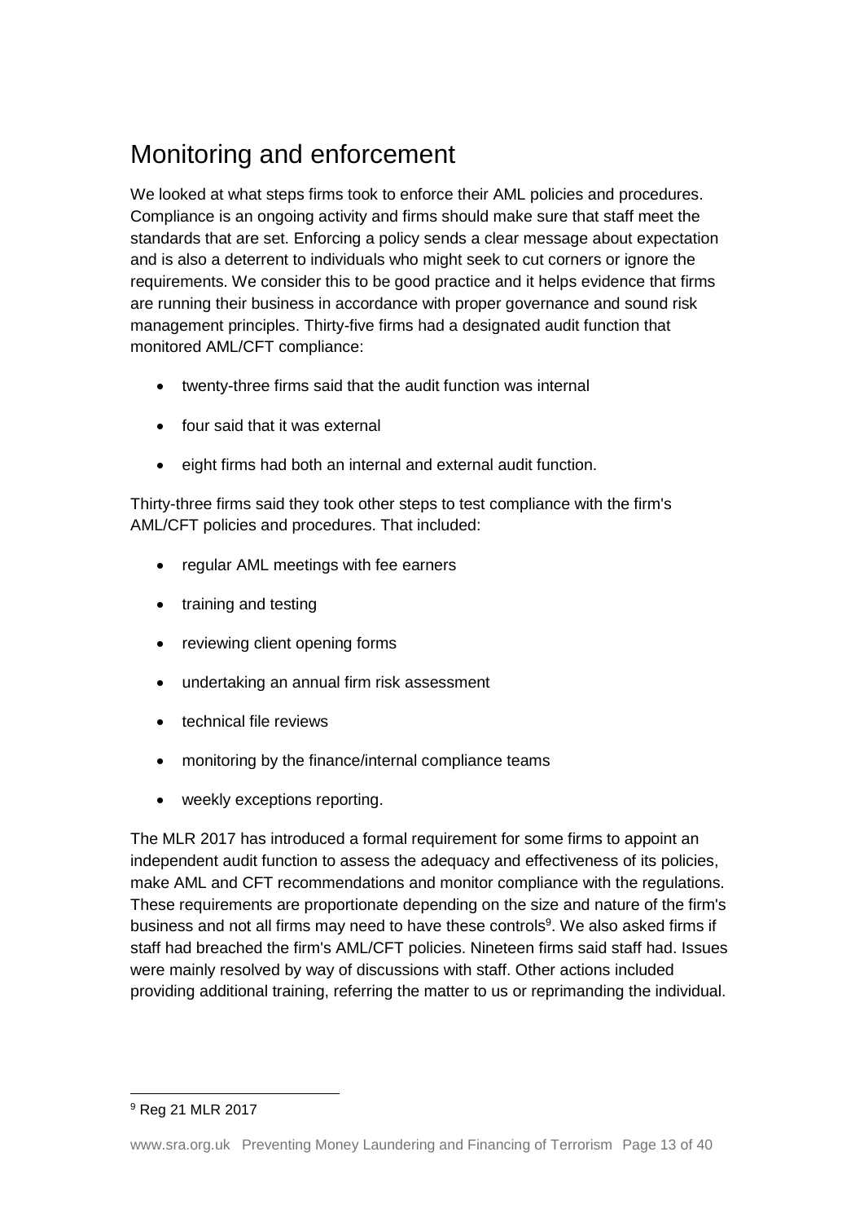## Monitoring and enforcement

We looked at what steps firms took to enforce their AML policies and procedures. Compliance is an ongoing activity and firms should make sure that staff meet the standards that are set. Enforcing a policy sends a clear message about expectation and is also a deterrent to individuals who might seek to cut corners or ignore the requirements. We consider this to be good practice and it helps evidence that firms are running their business in accordance with proper governance and sound risk management principles. Thirty-five firms had a designated audit function that monitored AML/CFT compliance:

- twenty-three firms said that the audit function was internal
- four said that it was external
- eight firms had both an internal and external audit function.

Thirty-three firms said they took other steps to test compliance with the firm's AML/CFT policies and procedures. That included:

- regular AML meetings with fee earners
- training and testing
- reviewing client opening forms
- undertaking an annual firm risk assessment
- technical file reviews
- monitoring by the finance/internal compliance teams
- weekly exceptions reporting.

The MLR 2017 has introduced a formal requirement for some firms to appoint an independent audit function to assess the adequacy and effectiveness of its policies, make AML and CFT recommendations and monitor compliance with the regulations. These requirements are proportionate depending on the size and nature of the firm's business and not all firms may need to have these controls[9]. We also asked firms if staff had breached the firm's AML/CFT policies. Nineteen firms said staff had. Issues were mainly resolved by way of discussions with staff. Other actions included providing additional training, referring the matter to us or reprimanding the individual.

[9] Reg 21 MLR 2017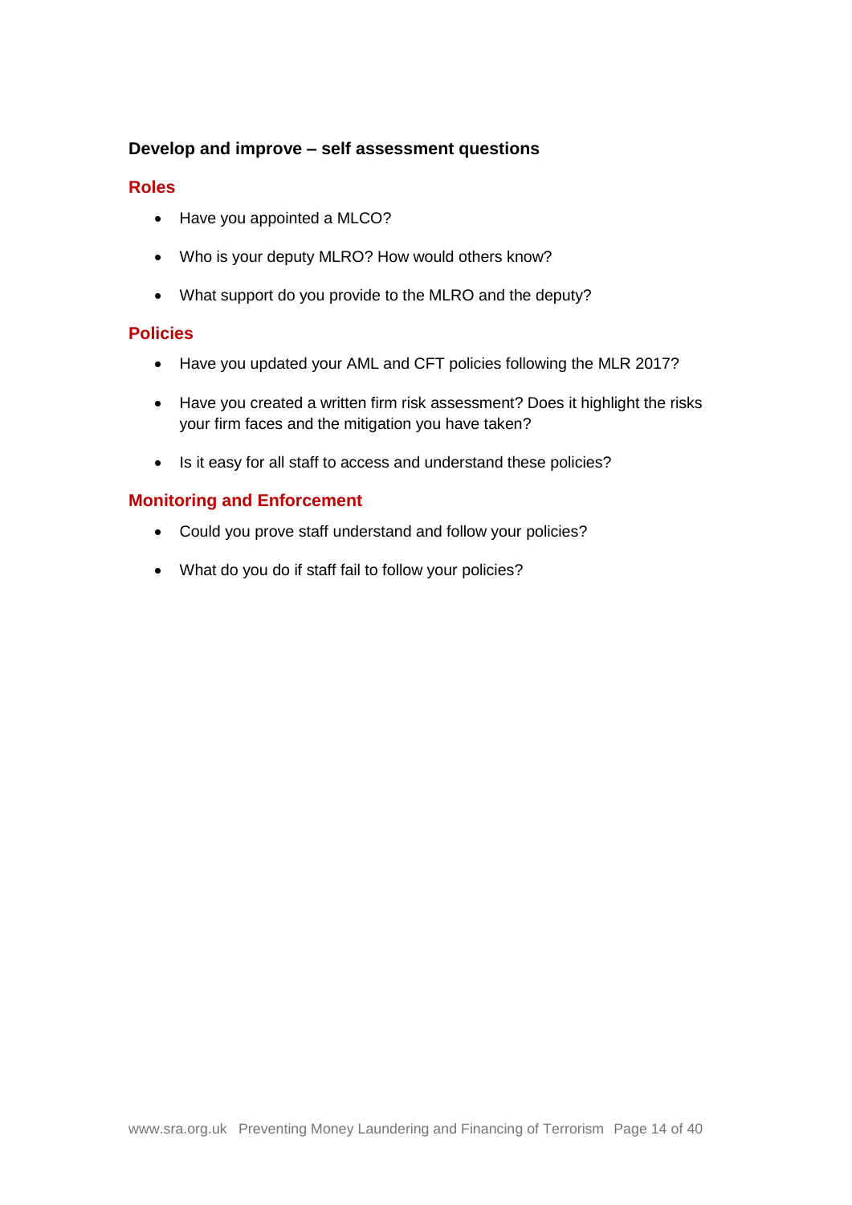## Develop and improve – self assessment questions

### Roles

- Have you appointed a MLCO?
- Who is your deputy MLRO? How would others know?
- What support do you provide to the MLRO and the deputy?

### Policies

- Have you updated your AML and CFT policies following the MLR 2017?
- Have you created a written firm risk assessment? Does it highlight the risks your firm faces and the mitigation you have taken?
- Is it easy for all staff to access and understand these policies?

### Monitoring and Enforcement

- Could you prove staff understand and follow your policies?
- What do you do if staff fail to follow your policies?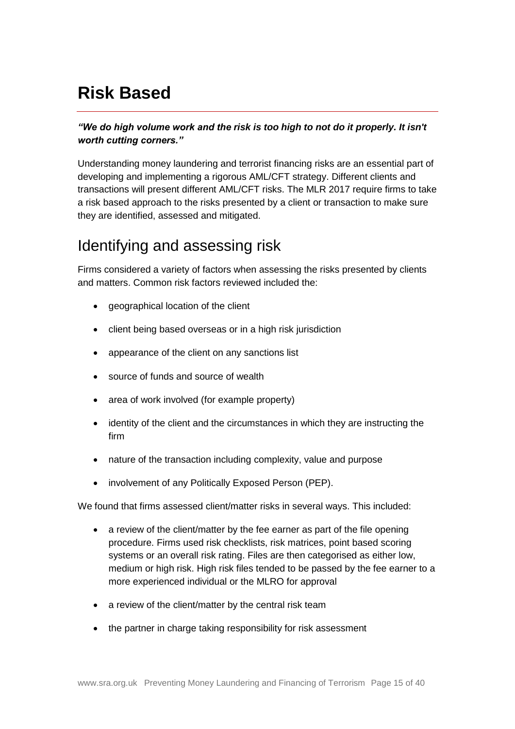# Risk Based

***"We do high volume work and the risk is too high to not do it properly. It isn't worth cutting corners."***

Understanding money laundering and terrorist financing risks are an essential part of developing and implementing a rigorous AML/CFT strategy. Different clients and transactions will present different AML/CFT risks. The MLR 2017 require firms to take a risk based approach to the risks presented by a client or transaction to make sure they are identified, assessed and mitigated.

## Identifying and assessing risk

Firms considered a variety of factors when assessing the risks presented by clients and matters. Common risk factors reviewed included the:

- geographical location of the client
- client being based overseas or in a high risk jurisdiction
- appearance of the client on any sanctions list
- source of funds and source of wealth
- area of work involved (for example property)
- identity of the client and the circumstances in which they are instructing the firm
- nature of the transaction including complexity, value and purpose
- involvement of any Politically Exposed Person (PEP).

We found that firms assessed client/matter risks in several ways. This included:

- a review of the client/matter by the fee earner as part of the file opening procedure. Firms used risk checklists, risk matrices, point based scoring systems or an overall risk rating. Files are then categorised as either low, medium or high risk. High risk files tended to be passed by the fee earner to a more experienced individual or the MLRO for approval
- a review of the client/matter by the central risk team
- the partner in charge taking responsibility for risk assessment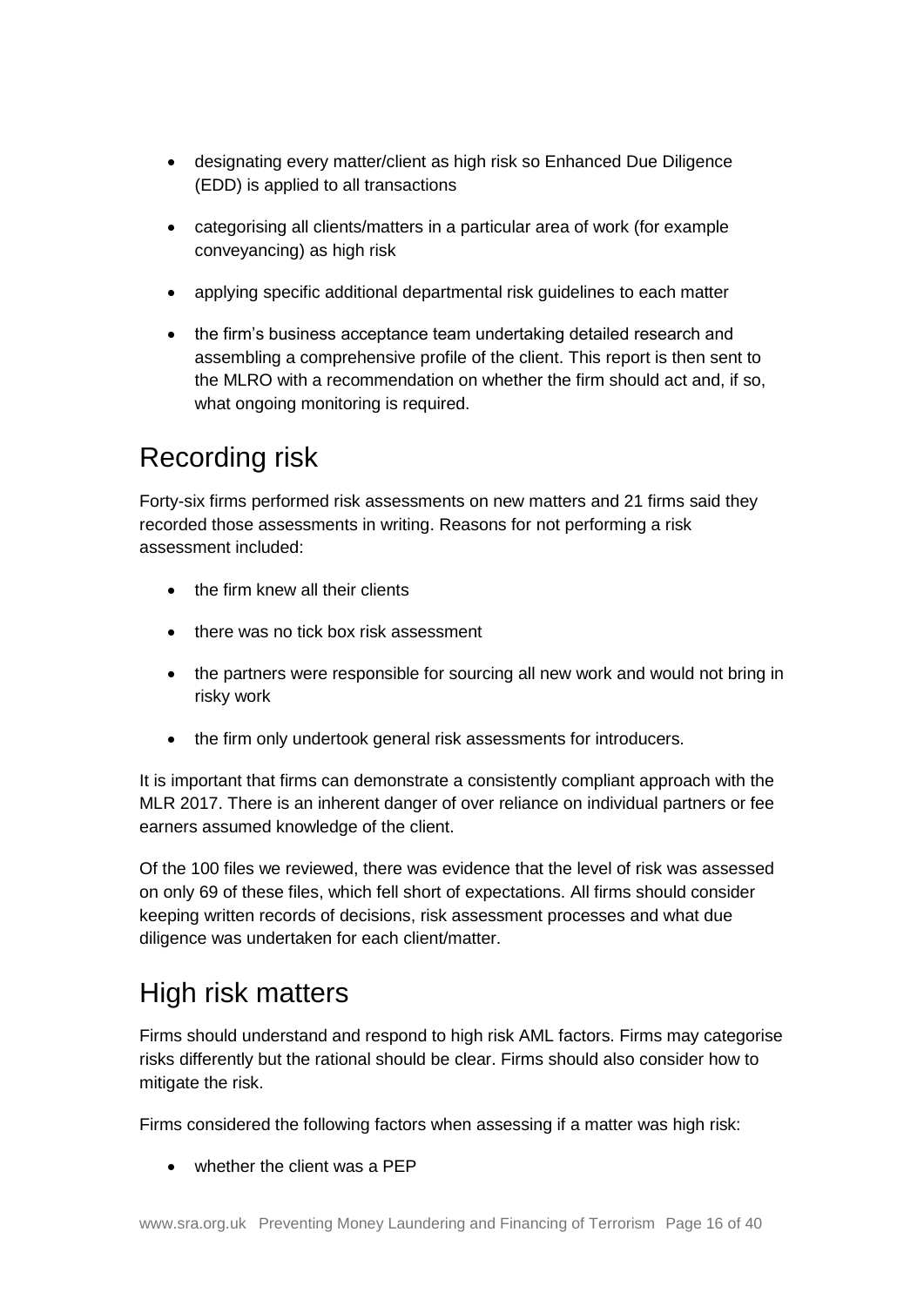- designating every matter/client as high risk so Enhanced Due Diligence (EDD) is applied to all transactions
- categorising all clients/matters in a particular area of work (for example conveyancing) as high risk
- applying specific additional departmental risk guidelines to each matter
- the firm's business acceptance team undertaking detailed research and assembling a comprehensive profile of the client. This report is then sent to the MLRO with a recommendation on whether the firm should act and, if so, what ongoing monitoring is required.

## Recording risk

Forty-six firms performed risk assessments on new matters and 21 firms said they recorded those assessments in writing. Reasons for not performing a risk assessment included:

- the firm knew all their clients
- there was no tick box risk assessment
- the partners were responsible for sourcing all new work and would not bring in risky work
- the firm only undertook general risk assessments for introducers.

It is important that firms can demonstrate a consistently compliant approach with the MLR 2017. There is an inherent danger of over reliance on individual partners or fee earners assumed knowledge of the client.

Of the 100 files we reviewed, there was evidence that the level of risk was assessed on only 69 of these files, which fell short of expectations. All firms should consider keeping written records of decisions, risk assessment processes and what due diligence was undertaken for each client/matter.

## High risk matters

Firms should understand and respond to high risk AML factors. Firms may categorise risks differently but the rational should be clear. Firms should also consider how to mitigate the risk.

Firms considered the following factors when assessing if a matter was high risk:

- whether the client was a PEP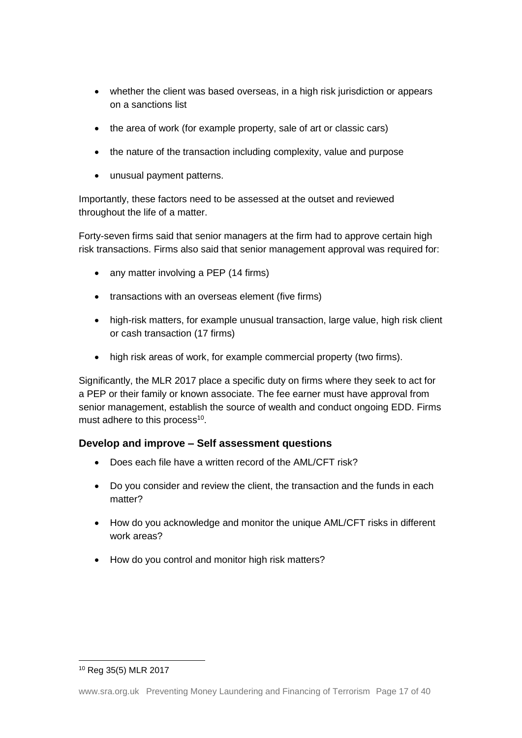- whether the client was based overseas, in a high risk jurisdiction or appears on a sanctions list
- the area of work (for example property, sale of art or classic cars)
- the nature of the transaction including complexity, value and purpose
- unusual payment patterns.

Importantly, these factors need to be assessed at the outset and reviewed throughout the life of a matter.

Forty-seven firms said that senior managers at the firm had to approve certain high risk transactions. Firms also said that senior management approval was required for:

- any matter involving a PEP (14 firms)
- transactions with an overseas element (five firms)
- high-risk matters, for example unusual transaction, large value, high risk client or cash transaction (17 firms)
- high risk areas of work, for example commercial property (two firms).

Significantly, the MLR 2017 place a specific duty on firms where they seek to act for a PEP or their family or known associate. The fee earner must have approval from senior management, establish the source of wealth and conduct ongoing EDD. Firms must adhere to this process[10].

### Develop and improve – Self assessment questions

- Does each file have a written record of the AML/CFT risk?
- Do you consider and review the client, the transaction and the funds in each matter?
- How do you acknowledge and monitor the unique AML/CFT risks in different work areas?
- How do you control and monitor high risk matters?

---

[10] Reg 35(5) MLR 2017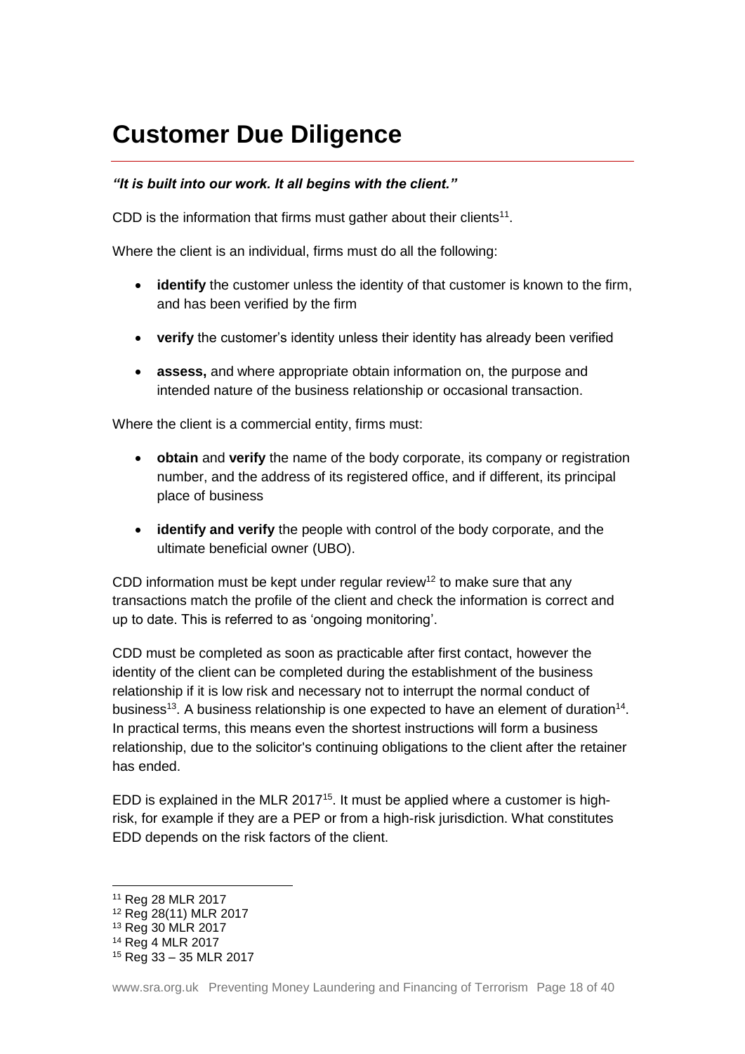# Customer Due Diligence

***"It is built into our work. It all begins with the client."***

CDD is the information that firms must gather about their clients[11].

Where the client is an individual, firms must do all the following:

- **identify** the customer unless the identity of that customer is known to the firm, and has been verified by the firm
- **verify** the customer's identity unless their identity has already been verified
- **assess,** and where appropriate obtain information on, the purpose and intended nature of the business relationship or occasional transaction.

Where the client is a commercial entity, firms must:

- **obtain** and **verify** the name of the body corporate, its company or registration number, and the address of its registered office, and if different, its principal place of business
- **identify and verify** the people with control of the body corporate, and the ultimate beneficial owner (UBO).

CDD information must be kept under regular review[12] to make sure that any transactions match the profile of the client and check the information is correct and up to date. This is referred to as 'ongoing monitoring'.

CDD must be completed as soon as practicable after first contact, however the identity of the client can be completed during the establishment of the business relationship if it is low risk and necessary not to interrupt the normal conduct of business[13]. A business relationship is one expected to have an element of duration[14]. In practical terms, this means even the shortest instructions will form a business relationship, due to the solicitor's continuing obligations to the client after the retainer has ended.

EDD is explained in the MLR 2017[15]. It must be applied where a customer is high-risk, for example if they are a PEP or from a high-risk jurisdiction. What constitutes EDD depends on the risk factors of the client.

---

[11] Reg 28 MLR 2017
[12] Reg 28(11) MLR 2017
[13] Reg 30 MLR 2017
[14] Reg 4 MLR 2017
[15] Reg 33 – 35 MLR 2017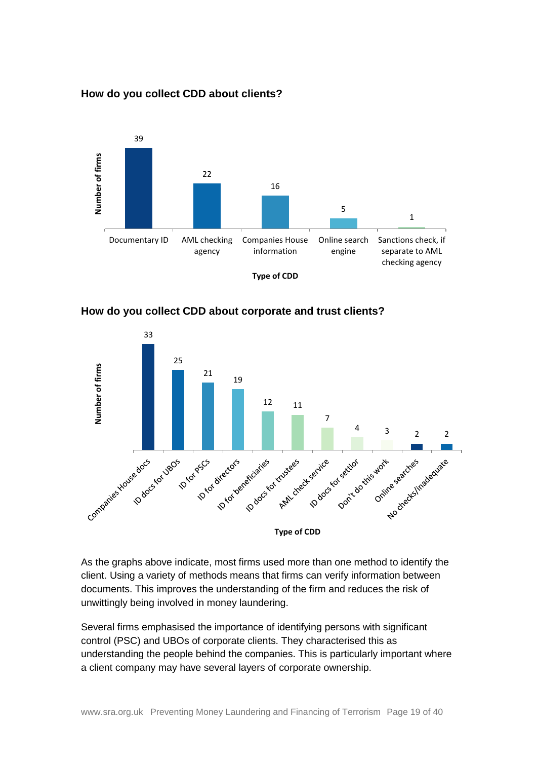**How do you collect CDD about clients?**

| Type of CDD | Number of firms |
|---|---|
| Documentary ID | 39 |
| AML checking agency | 22 |
| Companies House information | 16 |
| Online search engine | 5 |
| Sanctions check, if separate to AML checking agency | 1 |

**How do you collect CDD about corporate and trust clients?**

| Type of CDD | Number of firms |
|---|---|
| Companies House docs | 33 |
| ID docs for UBOs | 25 |
| ID for PSCs | 21 |
| ID for directors | 19 |
| ID for beneficiaries | 12 |
| ID docs for trustees | 11 |
| AML check service | 7 |
| ID docs for settlor | 4 |
| Don't do this work | 3 |
| Online searches | 2 |
| No checks/inadequate | 2 |

As the graphs above indicate, most firms used more than one method to identify the client. Using a variety of methods means that firms can verify information between documents. This improves the understanding of the firm and reduces the risk of unwittingly being involved in money laundering.

Several firms emphasised the importance of identifying persons with significant control (PSC) and UBOs of corporate clients. They characterised this as understanding the people behind the companies. This is particularly important where a client company may have several layers of corporate ownership.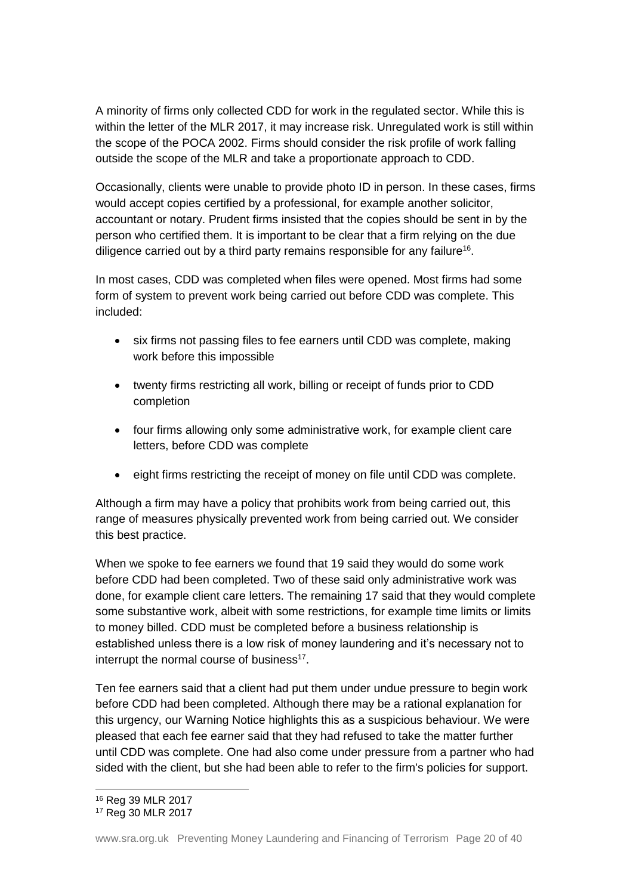A minority of firms only collected CDD for work in the regulated sector. While this is within the letter of the MLR 2017, it may increase risk. Unregulated work is still within the scope of the POCA 2002. Firms should consider the risk profile of work falling outside the scope of the MLR and take a proportionate approach to CDD.

Occasionally, clients were unable to provide photo ID in person. In these cases, firms would accept copies certified by a professional, for example another solicitor, accountant or notary. Prudent firms insisted that the copies should be sent in by the person who certified them. It is important to be clear that a firm relying on the due diligence carried out by a third party remains responsible for any failure[16].

In most cases, CDD was completed when files were opened. Most firms had some form of system to prevent work being carried out before CDD was complete. This included:

- six firms not passing files to fee earners until CDD was complete, making work before this impossible
- twenty firms restricting all work, billing or receipt of funds prior to CDD completion
- four firms allowing only some administrative work, for example client care letters, before CDD was complete
- eight firms restricting the receipt of money on file until CDD was complete.

Although a firm may have a policy that prohibits work from being carried out, this range of measures physically prevented work from being carried out. We consider this best practice.

When we spoke to fee earners we found that 19 said they would do some work before CDD had been completed. Two of these said only administrative work was done, for example client care letters. The remaining 17 said that they would complete some substantive work, albeit with some restrictions, for example time limits or limits to money billed. CDD must be completed before a business relationship is established unless there is a low risk of money laundering and it's necessary not to interrupt the normal course of business[17].

Ten fee earners said that a client had put them under undue pressure to begin work before CDD had been completed. Although there may be a rational explanation for this urgency, our Warning Notice highlights this as a suspicious behaviour. We were pleased that each fee earner said that they had refused to take the matter further until CDD was complete. One had also come under pressure from a partner who had sided with the client, but she had been able to refer to the firm's policies for support.

[16] Reg 39 MLR 2017

[17] Reg 30 MLR 2017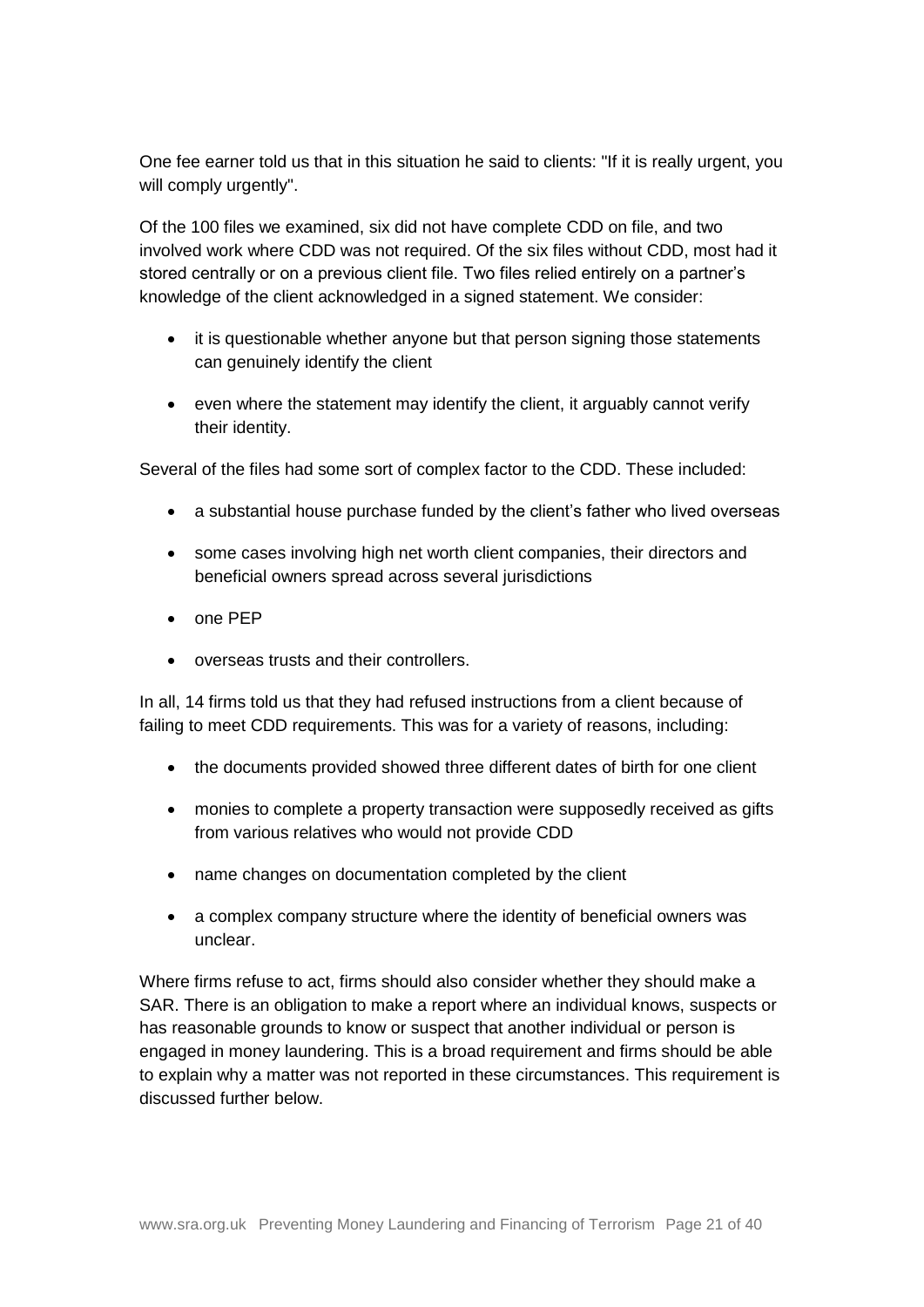One fee earner told us that in this situation he said to clients: "If it is really urgent, you will comply urgently".

Of the 100 files we examined, six did not have complete CDD on file, and two involved work where CDD was not required. Of the six files without CDD, most had it stored centrally or on a previous client file. Two files relied entirely on a partner's knowledge of the client acknowledged in a signed statement. We consider:

- it is questionable whether anyone but that person signing those statements can genuinely identify the client
- even where the statement may identify the client, it arguably cannot verify their identity.

Several of the files had some sort of complex factor to the CDD. These included:

- a substantial house purchase funded by the client's father who lived overseas
- some cases involving high net worth client companies, their directors and beneficial owners spread across several jurisdictions
- one PEP
- overseas trusts and their controllers.

In all, 14 firms told us that they had refused instructions from a client because of failing to meet CDD requirements. This was for a variety of reasons, including:

- the documents provided showed three different dates of birth for one client
- monies to complete a property transaction were supposedly received as gifts from various relatives who would not provide CDD
- name changes on documentation completed by the client
- a complex company structure where the identity of beneficial owners was unclear.

Where firms refuse to act, firms should also consider whether they should make a SAR. There is an obligation to make a report where an individual knows, suspects or has reasonable grounds to know or suspect that another individual or person is engaged in money laundering. This is a broad requirement and firms should be able to explain why a matter was not reported in these circumstances. This requirement is discussed further below.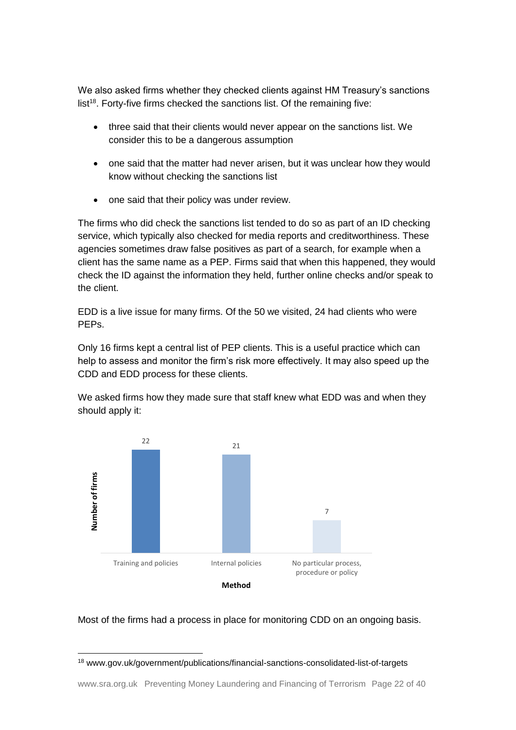We also asked firms whether they checked clients against HM Treasury's sanctions list[18]. Forty-five firms checked the sanctions list. Of the remaining five:

- three said that their clients would never appear on the sanctions list. We consider this to be a dangerous assumption
- one said that the matter had never arisen, but it was unclear how they would know without checking the sanctions list
- one said that their policy was under review.

The firms who did check the sanctions list tended to do so as part of an ID checking service, which typically also checked for media reports and creditworthiness. These agencies sometimes draw false positives as part of a search, for example when a client has the same name as a PEP. Firms said that when this happened, they would check the ID against the information they held, further online checks and/or speak to the client.

EDD is a live issue for many firms. Of the 50 we visited, 24 had clients who were PEPs.

Only 16 firms kept a central list of PEP clients. This is a useful practice which can help to assess and monitor the firm's risk more effectively. It may also speed up the CDD and EDD process for these clients.

We asked firms how they made sure that staff knew what EDD was and when they should apply it:

| Method | Number of firms |
|---|---|
| Training and policies | 22 |
| Internal policies | 21 |
| No particular process, procedure or policy | 7 |

Most of the firms had a process in place for monitoring CDD on an ongoing basis.

[18] www.gov.uk/government/publications/financial-sanctions-consolidated-list-of-targets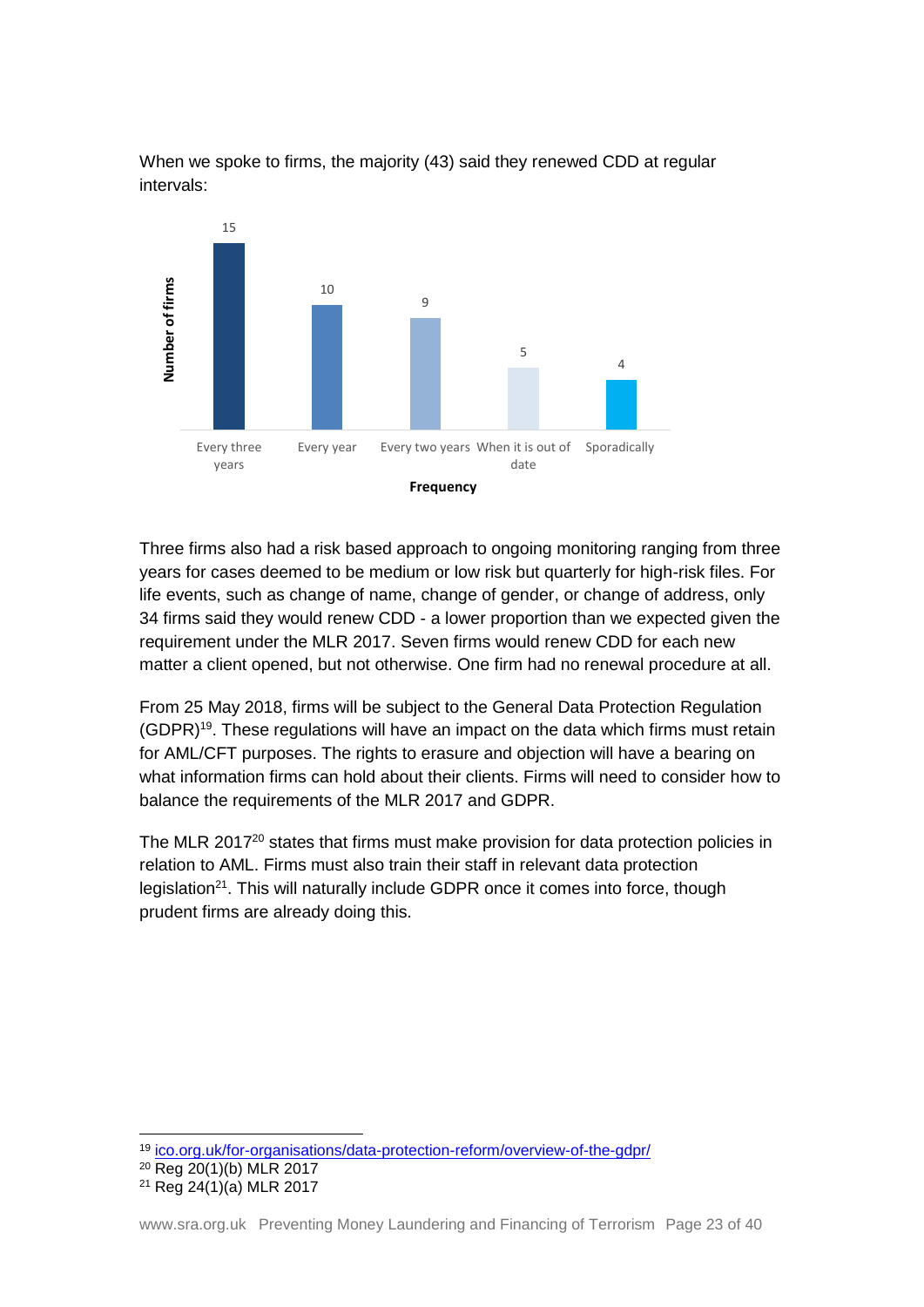When we spoke to firms, the majority (43) said they renewed CDD at regular intervals:

| Frequency | Number of firms |
|---|---|
| Every three years | 15 |
| Every year | 10 |
| Every two years | 9 |
| When it is out of date | 5 |
| Sporadically | 4 |

Three firms also had a risk based approach to ongoing monitoring ranging from three years for cases deemed to be medium or low risk but quarterly for high-risk files. For life events, such as change of name, change of gender, or change of address, only 34 firms said they would renew CDD - a lower proportion than we expected given the requirement under the MLR 2017. Seven firms would renew CDD for each new matter a client opened, but not otherwise. One firm had no renewal procedure at all.

From 25 May 2018, firms will be subject to the General Data Protection Regulation (GDPR)[19]. These regulations will have an impact on the data which firms must retain for AML/CFT purposes. The rights to erasure and objection will have a bearing on what information firms can hold about their clients. Firms will need to consider how to balance the requirements of the MLR 2017 and GDPR.

The MLR 2017[20] states that firms must make provision for data protection policies in relation to AML. Firms must also train their staff in relevant data protection legislation[21]. This will naturally include GDPR once it comes into force, though prudent firms are already doing this.

---

[19] ico.org.uk/for-organisations/data-protection-reform/overview-of-the-gdpr/

[20] Reg 20(1)(b) MLR 2017

[21] Reg 24(1)(a) MLR 2017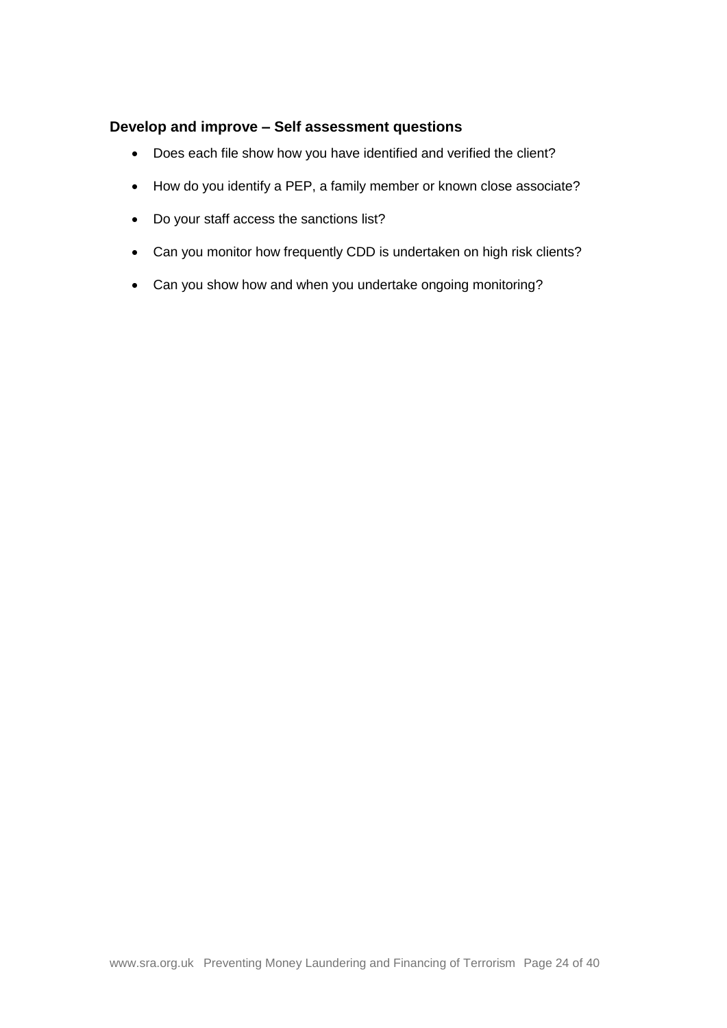### Develop and improve – Self assessment questions

- Does each file show how you have identified and verified the client?
- How do you identify a PEP, a family member or known close associate?
- Do your staff access the sanctions list?
- Can you monitor how frequently CDD is undertaken on high risk clients?
- Can you show how and when you undertake ongoing monitoring?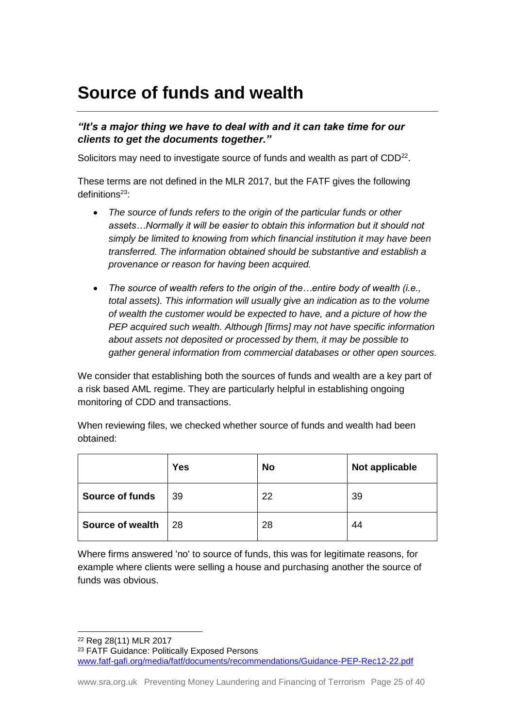# Source of funds and wealth

***"It's a major thing we have to deal with and it can take time for our clients to get the documents together."***

Solicitors may need to investigate source of funds and wealth as part of CDD[22].

These terms are not defined in the MLR 2017, but the FATF gives the following definitions[23]:

- *The source of funds refers to the origin of the particular funds or other assets…Normally it will be easier to obtain this information but it should not simply be limited to knowing from which financial institution it may have been transferred. The information obtained should be substantive and establish a provenance or reason for having been acquired.*
- *The source of wealth refers to the origin of the…entire body of wealth (i.e., total assets). This information will usually give an indication as to the volume of wealth the customer would be expected to have, and a picture of how the PEP acquired such wealth. Although [firms] may not have specific information about assets not deposited or processed by them, it may be possible to gather general information from commercial databases or other open sources.*

We consider that establishing both the sources of funds and wealth are a key part of a risk based AML regime. They are particularly helpful in establishing ongoing monitoring of CDD and transactions.

When reviewing files, we checked whether source of funds and wealth had been obtained:

| | Yes | No | Not applicable |
|---|---|---|---|
| **Source of funds** | 39 | 22 | 39 |
| **Source of wealth** | 28 | 28 | 44 |

Where firms answered 'no' to source of funds, this was for legitimate reasons, for example where clients were selling a house and purchasing another the source of funds was obvious.

[22] Reg 28(11) MLR 2017

[23] FATF Guidance: Politically Exposed Persons www.fatf-gafi.org/media/fatf/documents/recommendations/Guidance-PEP-Rec12-22.pdf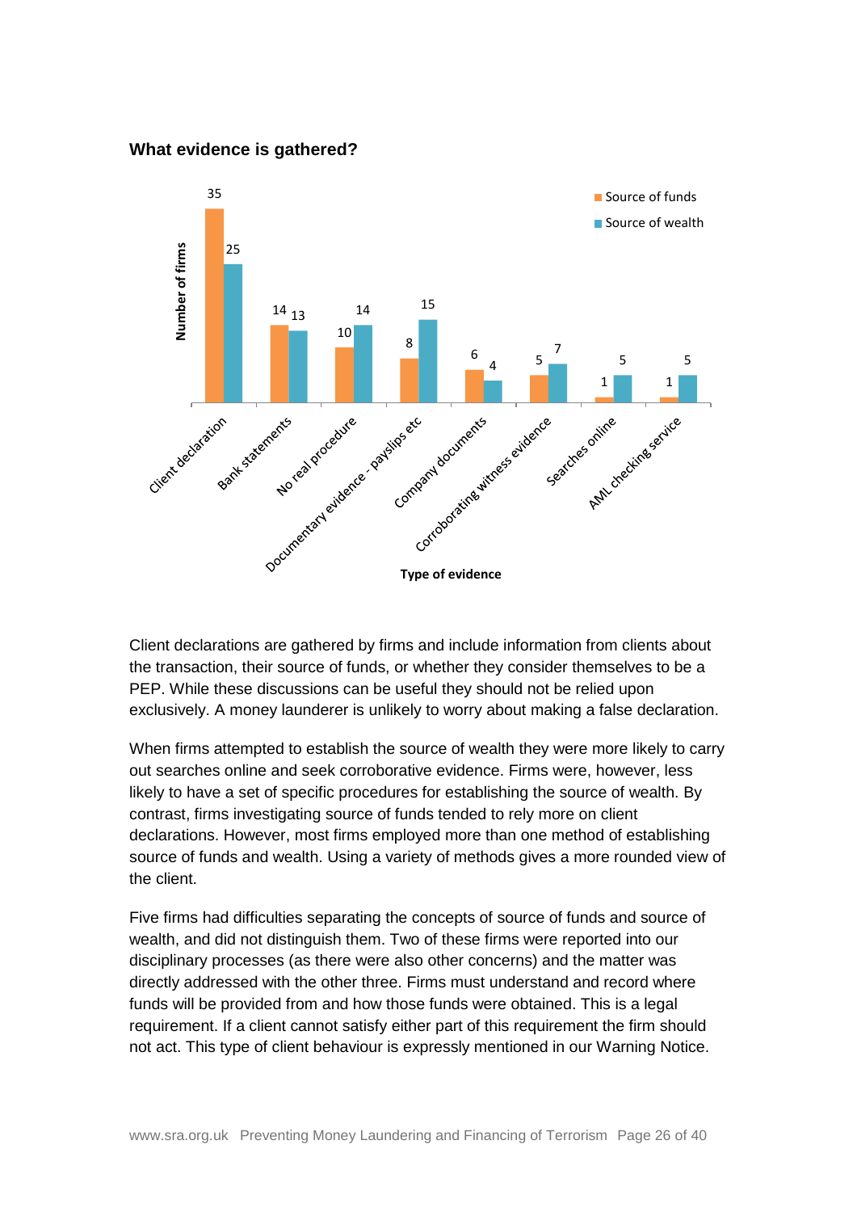### What evidence is gathered?

| Type of evidence | Source of funds | Source of wealth |
|---|---|---|
| Client declaration | 35 | 25 |
| Bank statements | 14 | 13 |
| No real procedure | 10 | 14 |
| Documentary evidence - payslips etc | 8 | 15 |
| Company documents | 6 | 4 |
| Corroborating witness evidence | 5 | 7 |
| Searches online | 1 | 5 |
| AML checking service | 1 | 5 |

Client declarations are gathered by firms and include information from clients about the transaction, their source of funds, or whether they consider themselves to be a PEP. While these discussions can be useful they should not be relied upon exclusively. A money launderer is unlikely to worry about making a false declaration.

When firms attempted to establish the source of wealth they were more likely to carry out searches online and seek corroborative evidence. Firms were, however, less likely to have a set of specific procedures for establishing the source of wealth. By contrast, firms investigating source of funds tended to rely more on client declarations. However, most firms employed more than one method of establishing source of funds and wealth. Using a variety of methods gives a more rounded view of the client.

Five firms had difficulties separating the concepts of source of funds and source of wealth, and did not distinguish them. Two of these firms were reported into our disciplinary processes (as there were also other concerns) and the matter was directly addressed with the other three. Firms must understand and record where funds will be provided from and how those funds were obtained. This is a legal requirement. If a client cannot satisfy either part of this requirement the firm should not act. This type of client behaviour is expressly mentioned in our Warning Notice.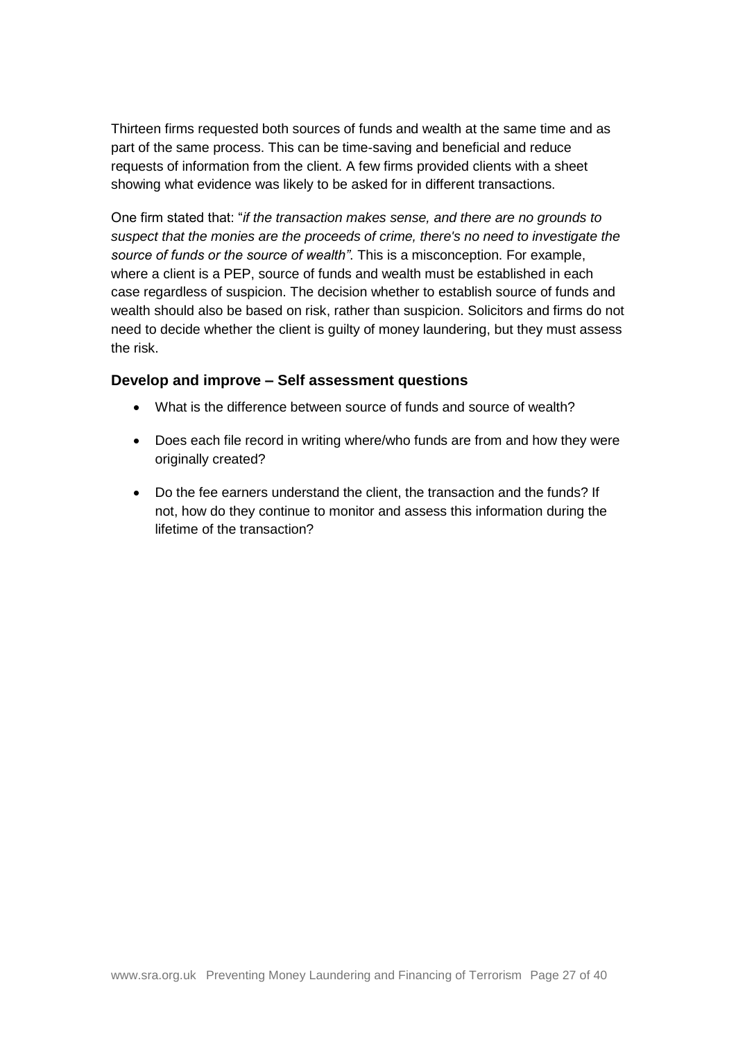Thirteen firms requested both sources of funds and wealth at the same time and as part of the same process. This can be time-saving and beneficial and reduce requests of information from the client. A few firms provided clients with a sheet showing what evidence was likely to be asked for in different transactions.

One firm stated that: "*if the transaction makes sense, and there are no grounds to suspect that the monies are the proceeds of crime, there's no need to investigate the source of funds or the source of wealth"*. This is a misconception. For example, where a client is a PEP, source of funds and wealth must be established in each case regardless of suspicion. The decision whether to establish source of funds and wealth should also be based on risk, rather than suspicion. Solicitors and firms do not need to decide whether the client is guilty of money laundering, but they must assess the risk.

### Develop and improve – Self assessment questions

- What is the difference between source of funds and source of wealth?
- Does each file record in writing where/who funds are from and how they were originally created?
- Do the fee earners understand the client, the transaction and the funds? If not, how do they continue to monitor and assess this information during the lifetime of the transaction?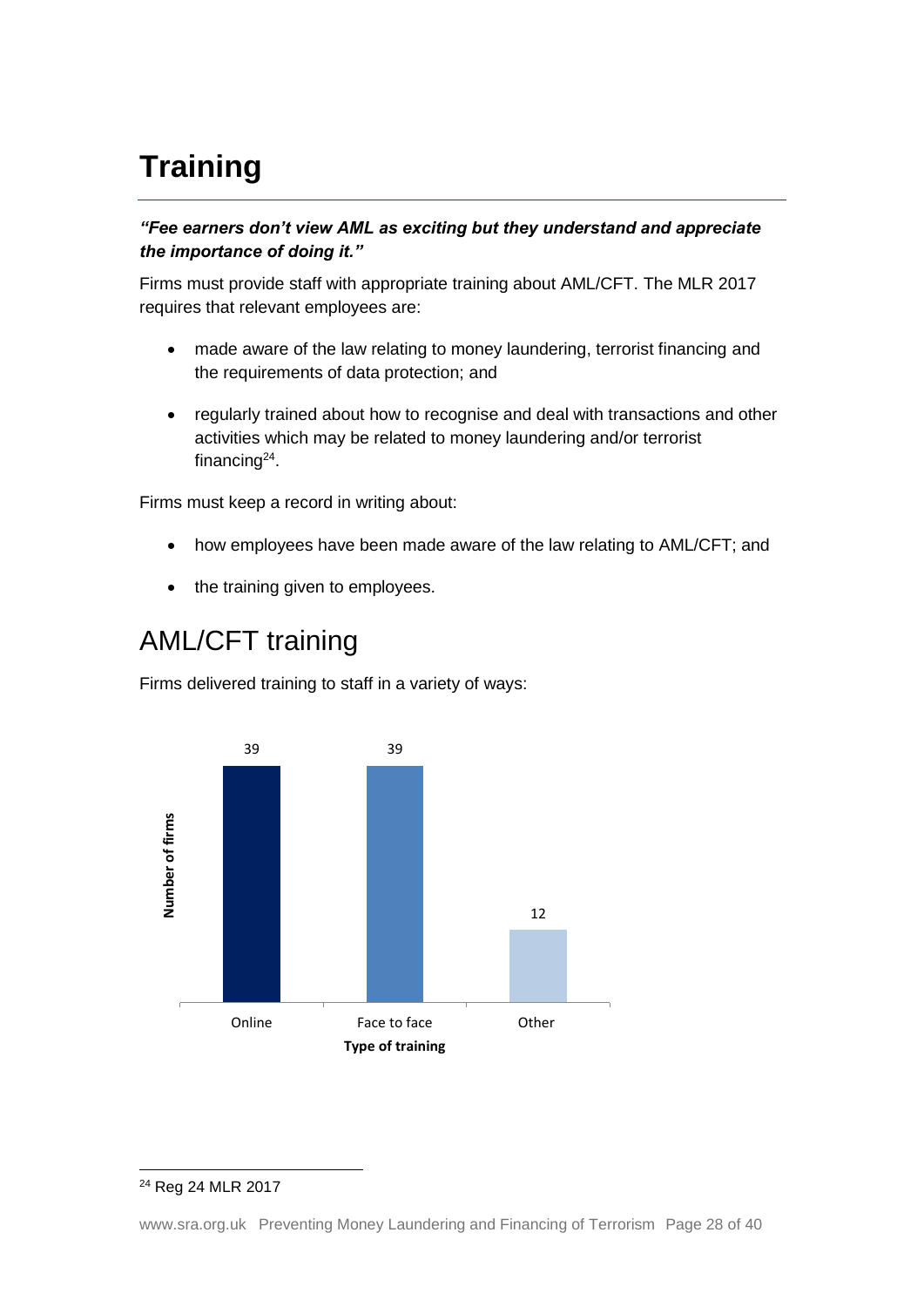# Training

***"Fee earners don't view AML as exciting but they understand and appreciate the importance of doing it."***

Firms must provide staff with appropriate training about AML/CFT. The MLR 2017 requires that relevant employees are:

- made aware of the law relating to money laundering, terrorist financing and the requirements of data protection; and
- regularly trained about how to recognise and deal with transactions and other activities which may be related to money laundering and/or terrorist financing[24].

Firms must keep a record in writing about:

- how employees have been made aware of the law relating to AML/CFT; and
- the training given to employees.

## AML/CFT training

Firms delivered training to staff in a variety of ways:

| Type of training | Number of firms |
|---|---|
| Online | 39 |
| Face to face | 39 |
| Other | 12 |

[24] Reg 24 MLR 2017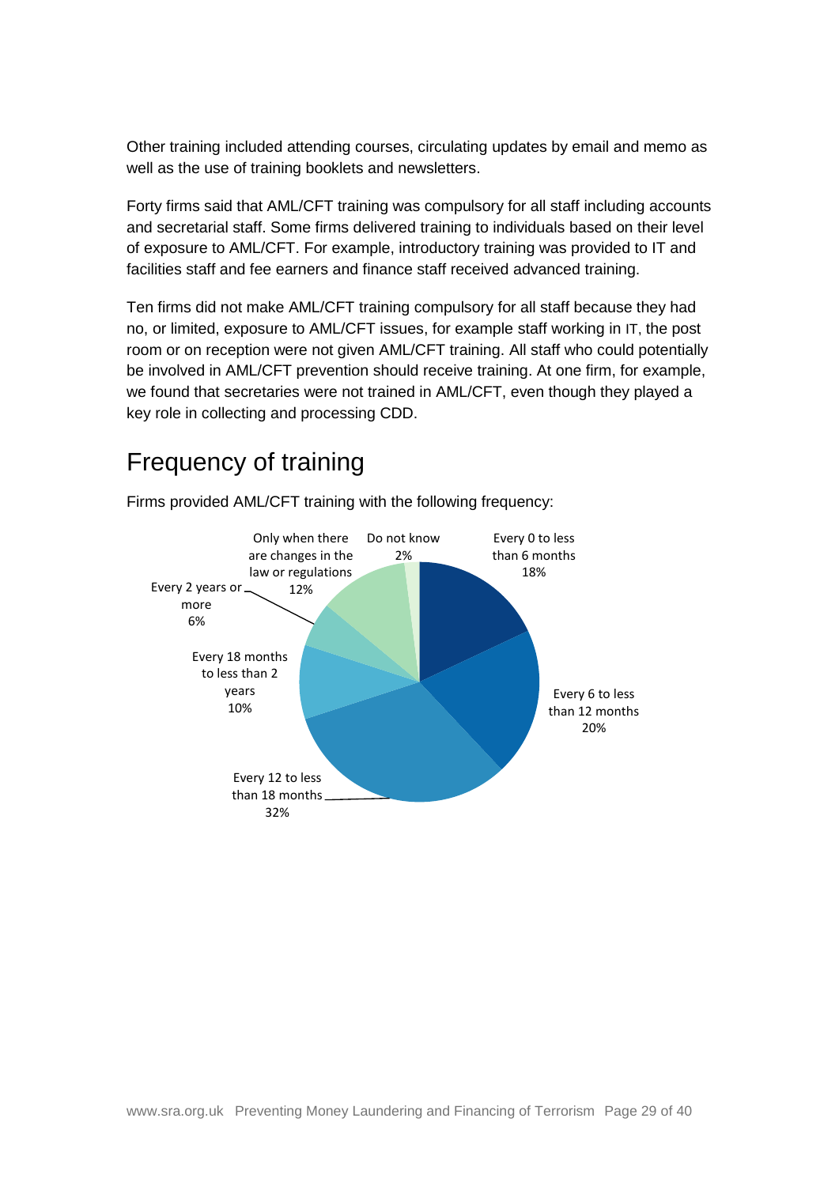Other training included attending courses, circulating updates by email and memo as well as the use of training booklets and newsletters.

Forty firms said that AML/CFT training was compulsory for all staff including accounts and secretarial staff. Some firms delivered training to individuals based on their level of exposure to AML/CFT. For example, introductory training was provided to IT and facilities staff and fee earners and finance staff received advanced training.

Ten firms did not make AML/CFT training compulsory for all staff because they had no, or limited, exposure to AML/CFT issues, for example staff working in IT, the post room or on reception were not given AML/CFT training. All staff who could potentially be involved in AML/CFT prevention should receive training. At one firm, for example, we found that secretaries were not trained in AML/CFT, even though they played a key role in collecting and processing CDD.

## Frequency of training

Firms provided AML/CFT training with the following frequency:

| Frequency | Percentage |
|---|---|
| Every 0 to less than 6 months | 18% |
| Every 6 to less than 12 months | 20% |
| Every 12 to less than 18 months | 32% |
| Every 18 months to less than 2 years | 10% |
| Every 2 years or more | 6% |
| Only when there are changes in the law or regulations | 12% |
| Do not know | 2% |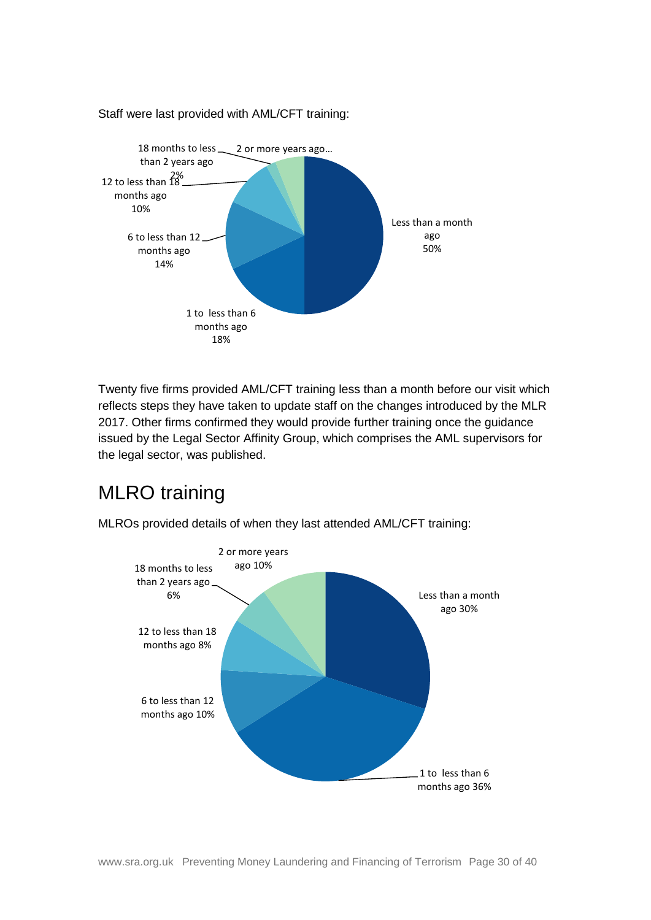Staff were last provided with AML/CFT training:

18 months to less than 2 years ago 2%
2 or more years ago…
12 to less than 18 months ago 10%
6 to less than 12 months ago 14%
1 to less than 6 months ago 18%
Less than a month ago 50%

Twenty five firms provided AML/CFT training less than a month before our visit which reflects steps they have taken to update staff on the changes introduced by the MLR 2017. Other firms confirmed they would provide further training once the guidance issued by the Legal Sector Affinity Group, which comprises the AML supervisors for the legal sector, was published.

## MLRO training

MLROs provided details of when they last attended AML/CFT training:

2 or more years ago 10%
18 months to less than 2 years ago 6%
12 to less than 18 months ago 8%
6 to less than 12 months ago 10%
1 to less than 6 months ago 36%
Less than a month ago 30%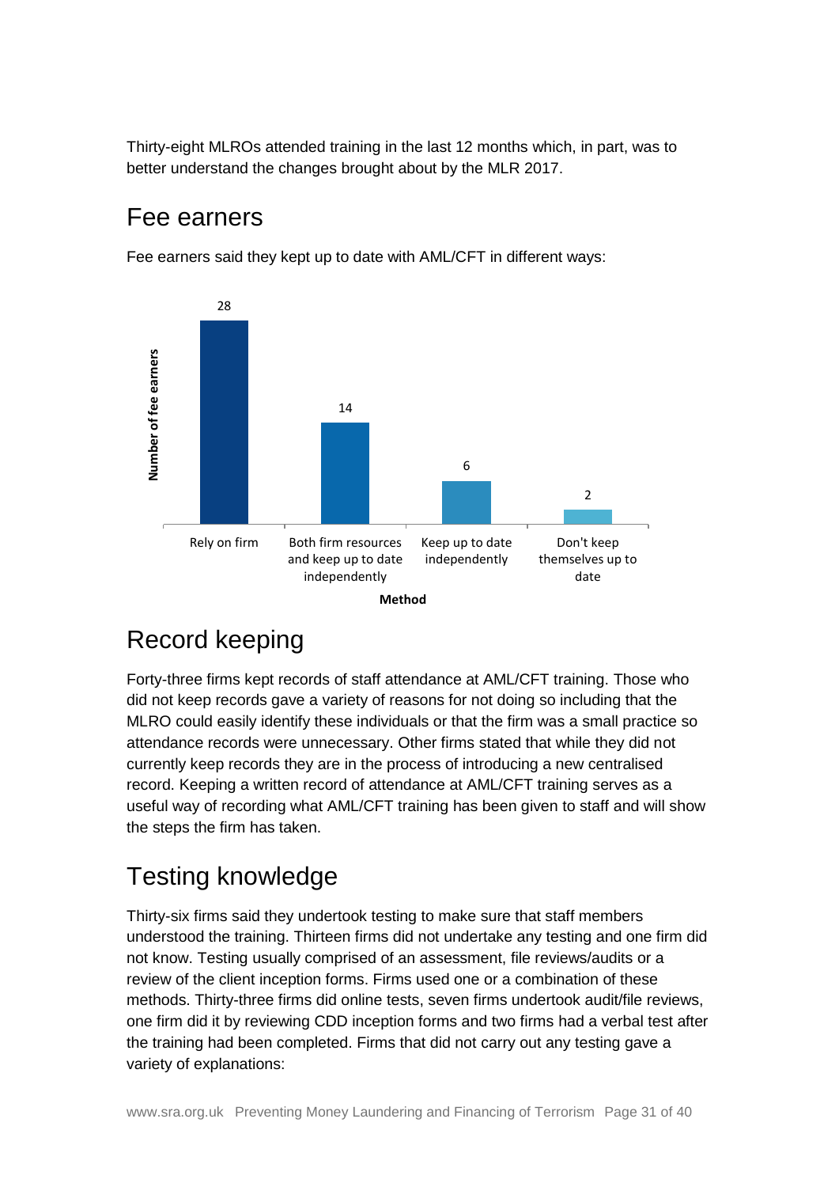Thirty-eight MLROs attended training in the last 12 months which, in part, was to better understand the changes brought about by the MLR 2017.

## Fee earners

Fee earners said they kept up to date with AML/CFT in different ways:

| Method | Number of fee earners |
|---|---|
| Rely on firm | 28 |
| Both firm resources and keep up to date independently | 14 |
| Keep up to date independently | 6 |
| Don't keep themselves up to date | 2 |

## Record keeping

Forty-three firms kept records of staff attendance at AML/CFT training. Those who did not keep records gave a variety of reasons for not doing so including that the MLRO could easily identify these individuals or that the firm was a small practice so attendance records were unnecessary. Other firms stated that while they did not currently keep records they are in the process of introducing a new centralised record. Keeping a written record of attendance at AML/CFT training serves as a useful way of recording what AML/CFT training has been given to staff and will show the steps the firm has taken.

## Testing knowledge

Thirty-six firms said they undertook testing to make sure that staff members understood the training. Thirteen firms did not undertake any testing and one firm did not know. Testing usually comprised of an assessment, file reviews/audits or a review of the client inception forms. Firms used one or a combination of these methods. Thirty-three firms did online tests, seven firms undertook audit/file reviews, one firm did it by reviewing CDD inception forms and two firms had a verbal test after the training had been completed. Firms that did not carry out any testing gave a variety of explanations: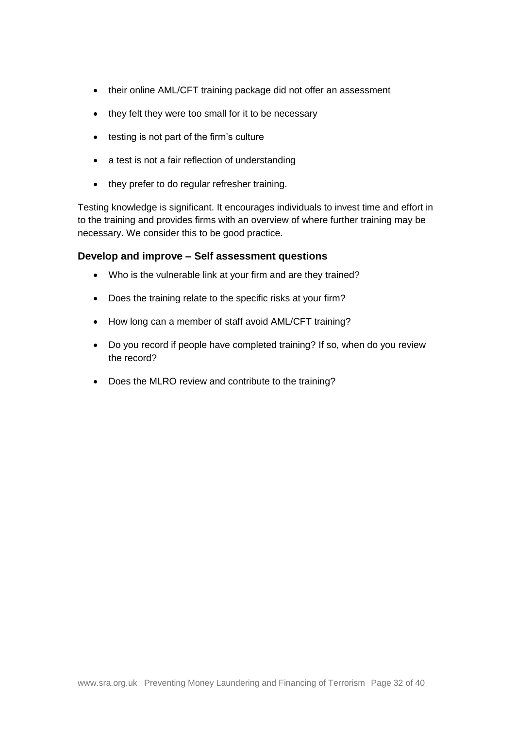- their online AML/CFT training package did not offer an assessment
- they felt they were too small for it to be necessary
- testing is not part of the firm's culture
- a test is not a fair reflection of understanding
- they prefer to do regular refresher training.

Testing knowledge is significant. It encourages individuals to invest time and effort in to the training and provides firms with an overview of where further training may be necessary. We consider this to be good practice.

### Develop and improve – Self assessment questions

- Who is the vulnerable link at your firm and are they trained?
- Does the training relate to the specific risks at your firm?
- How long can a member of staff avoid AML/CFT training?
- Do you record if people have completed training? If so, when do you review the record?
- Does the MLRO review and contribute to the training?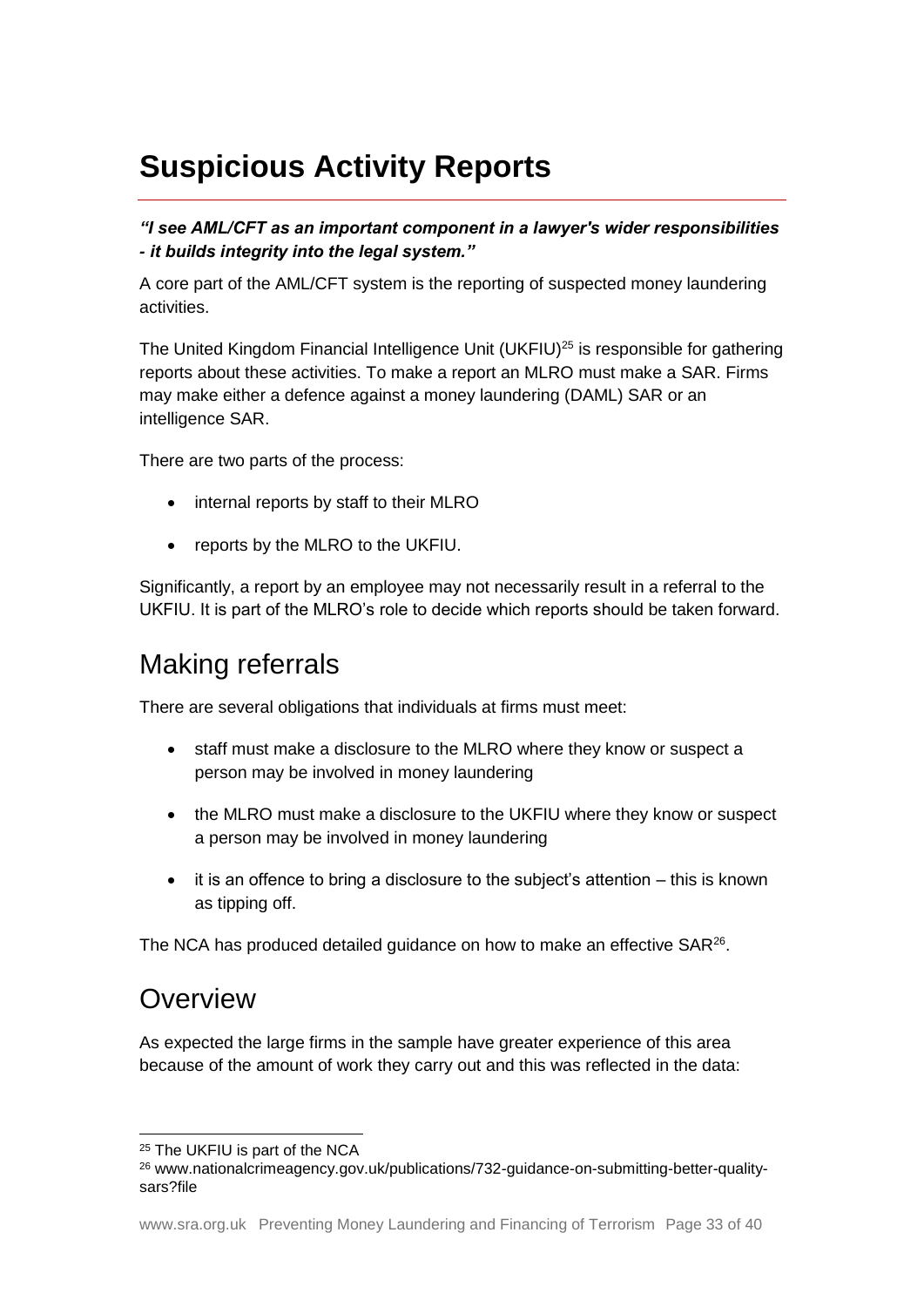# Suspicious Activity Reports

***"I see AML/CFT as an important component in a lawyer's wider responsibilities - it builds integrity into the legal system."***

A core part of the AML/CFT system is the reporting of suspected money laundering activities.

The United Kingdom Financial Intelligence Unit (UKFIU)[25] is responsible for gathering reports about these activities. To make a report an MLRO must make a SAR. Firms may make either a defence against a money laundering (DAML) SAR or an intelligence SAR.

There are two parts of the process:

- internal reports by staff to their MLRO
- reports by the MLRO to the UKFIU.

Significantly, a report by an employee may not necessarily result in a referral to the UKFIU. It is part of the MLRO's role to decide which reports should be taken forward.

## Making referrals

There are several obligations that individuals at firms must meet:

- staff must make a disclosure to the MLRO where they know or suspect a person may be involved in money laundering
- the MLRO must make a disclosure to the UKFIU where they know or suspect a person may be involved in money laundering
- it is an offence to bring a disclosure to the subject's attention – this is known as tipping off.

The NCA has produced detailed guidance on how to make an effective SAR[26].

## Overview

As expected the large firms in the sample have greater experience of this area because of the amount of work they carry out and this was reflected in the data:

---

[25] The UKFIU is part of the NCA

[26] www.nationalcrimeagency.gov.uk/publications/732-guidance-on-submitting-better-quality-sars?file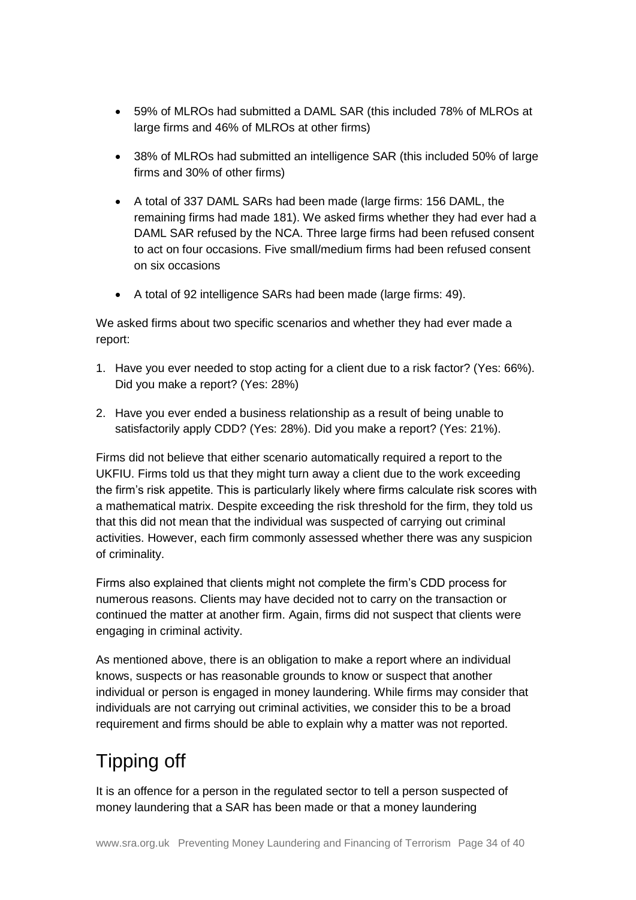- 59% of MLROs had submitted a DAML SAR (this included 78% of MLROs at large firms and 46% of MLROs at other firms)
- 38% of MLROs had submitted an intelligence SAR (this included 50% of large firms and 30% of other firms)
- A total of 337 DAML SARs had been made (large firms: 156 DAML, the remaining firms had made 181). We asked firms whether they had ever had a DAML SAR refused by the NCA. Three large firms had been refused consent to act on four occasions. Five small/medium firms had been refused consent on six occasions
- A total of 92 intelligence SARs had been made (large firms: 49).

We asked firms about two specific scenarios and whether they had ever made a report:

1. Have you ever needed to stop acting for a client due to a risk factor? (Yes: 66%). Did you make a report? (Yes: 28%)
2. Have you ever ended a business relationship as a result of being unable to satisfactorily apply CDD? (Yes: 28%). Did you make a report? (Yes: 21%).

Firms did not believe that either scenario automatically required a report to the UKFIU. Firms told us that they might turn away a client due to the work exceeding the firm's risk appetite. This is particularly likely where firms calculate risk scores with a mathematical matrix. Despite exceeding the risk threshold for the firm, they told us that this did not mean that the individual was suspected of carrying out criminal activities. However, each firm commonly assessed whether there was any suspicion of criminality.

Firms also explained that clients might not complete the firm's CDD process for numerous reasons. Clients may have decided not to carry on the transaction or continued the matter at another firm. Again, firms did not suspect that clients were engaging in criminal activity.

As mentioned above, there is an obligation to make a report where an individual knows, suspects or has reasonable grounds to know or suspect that another individual or person is engaged in money laundering. While firms may consider that individuals are not carrying out criminal activities, we consider this to be a broad requirement and firms should be able to explain why a matter was not reported.

## Tipping off

It is an offence for a person in the regulated sector to tell a person suspected of money laundering that a SAR has been made or that a money laundering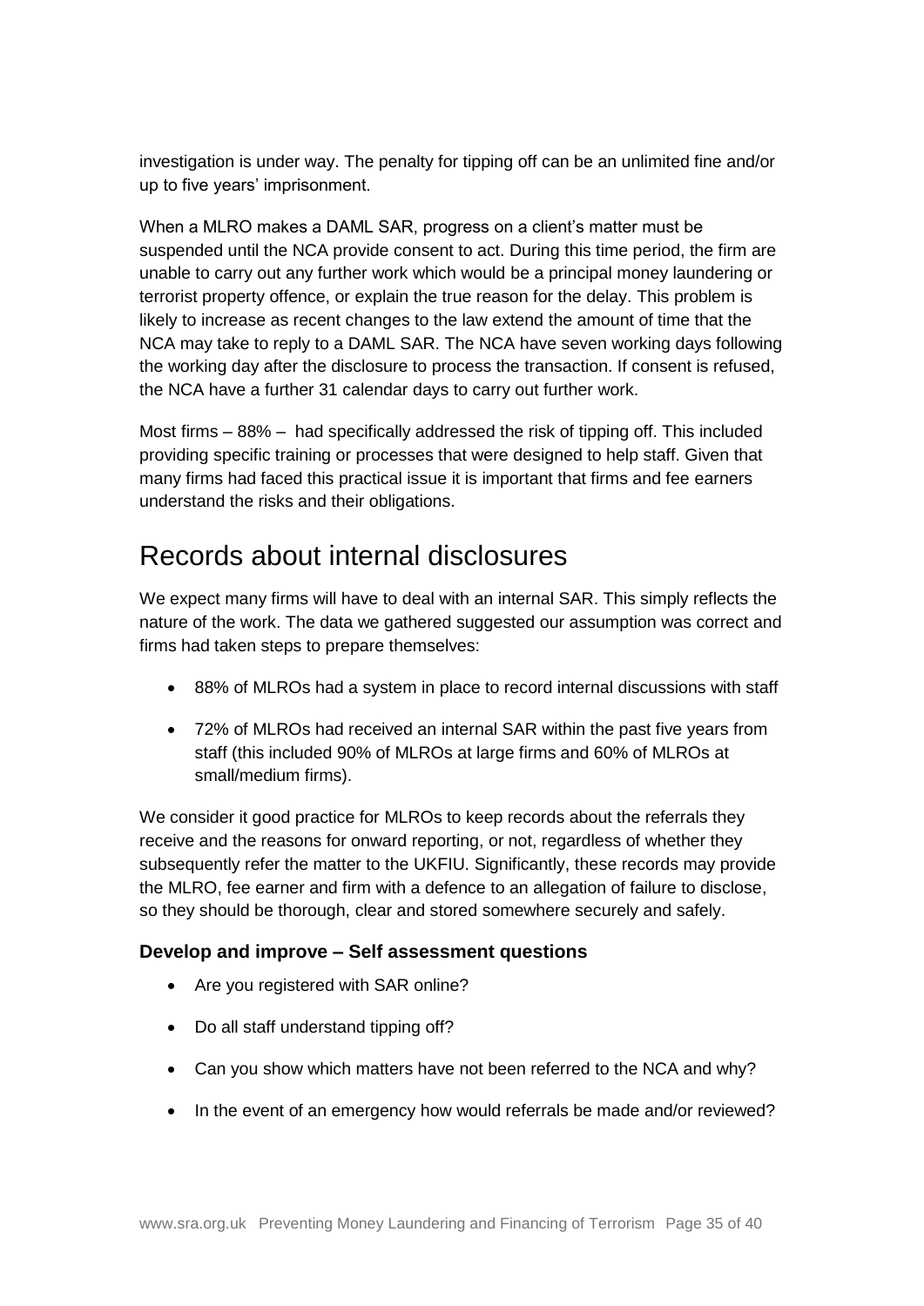investigation is under way. The penalty for tipping off can be an unlimited fine and/or up to five years' imprisonment.

When a MLRO makes a DAML SAR, progress on a client's matter must be suspended until the NCA provide consent to act. During this time period, the firm are unable to carry out any further work which would be a principal money laundering or terrorist property offence, or explain the true reason for the delay. This problem is likely to increase as recent changes to the law extend the amount of time that the NCA may take to reply to a DAML SAR. The NCA have seven working days following the working day after the disclosure to process the transaction. If consent is refused, the NCA have a further 31 calendar days to carry out further work.

Most firms – 88% – had specifically addressed the risk of tipping off. This included providing specific training or processes that were designed to help staff. Given that many firms had faced this practical issue it is important that firms and fee earners understand the risks and their obligations.

## Records about internal disclosures

We expect many firms will have to deal with an internal SAR. This simply reflects the nature of the work. The data we gathered suggested our assumption was correct and firms had taken steps to prepare themselves:

- 88% of MLROs had a system in place to record internal discussions with staff
- 72% of MLROs had received an internal SAR within the past five years from staff (this included 90% of MLROs at large firms and 60% of MLROs at small/medium firms).

We consider it good practice for MLROs to keep records about the referrals they receive and the reasons for onward reporting, or not, regardless of whether they subsequently refer the matter to the UKFIU. Significantly, these records may provide the MLRO, fee earner and firm with a defence to an allegation of failure to disclose, so they should be thorough, clear and stored somewhere securely and safely.

### Develop and improve – Self assessment questions

- Are you registered with SAR online?
- Do all staff understand tipping off?
- Can you show which matters have not been referred to the NCA and why?
- In the event of an emergency how would referrals be made and/or reviewed?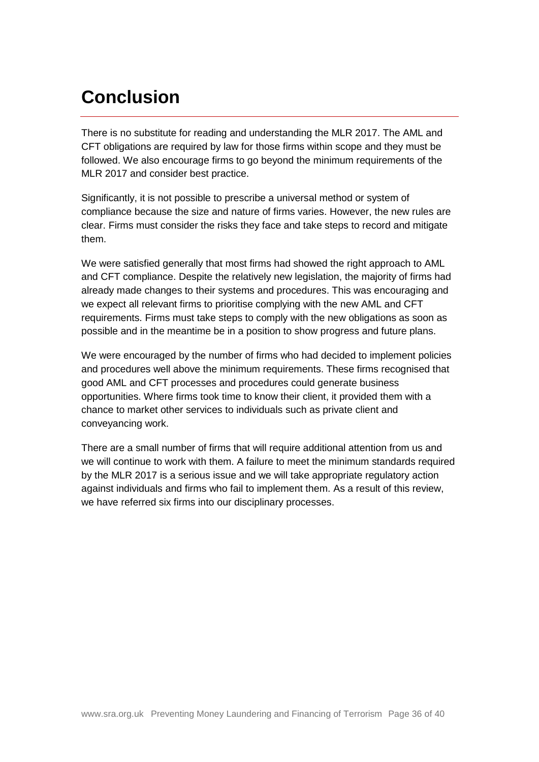# Conclusion

There is no substitute for reading and understanding the MLR 2017. The AML and CFT obligations are required by law for those firms within scope and they must be followed. We also encourage firms to go beyond the minimum requirements of the MLR 2017 and consider best practice.

Significantly, it is not possible to prescribe a universal method or system of compliance because the size and nature of firms varies. However, the new rules are clear. Firms must consider the risks they face and take steps to record and mitigate them.

We were satisfied generally that most firms had showed the right approach to AML and CFT compliance. Despite the relatively new legislation, the majority of firms had already made changes to their systems and procedures. This was encouraging and we expect all relevant firms to prioritise complying with the new AML and CFT requirements. Firms must take steps to comply with the new obligations as soon as possible and in the meantime be in a position to show progress and future plans.

We were encouraged by the number of firms who had decided to implement policies and procedures well above the minimum requirements. These firms recognised that good AML and CFT processes and procedures could generate business opportunities. Where firms took time to know their client, it provided them with a chance to market other services to individuals such as private client and conveyancing work.

There are a small number of firms that will require additional attention from us and we will continue to work with them. A failure to meet the minimum standards required by the MLR 2017 is a serious issue and we will take appropriate regulatory action against individuals and firms who fail to implement them. As a result of this review, we have referred six firms into our disciplinary processes.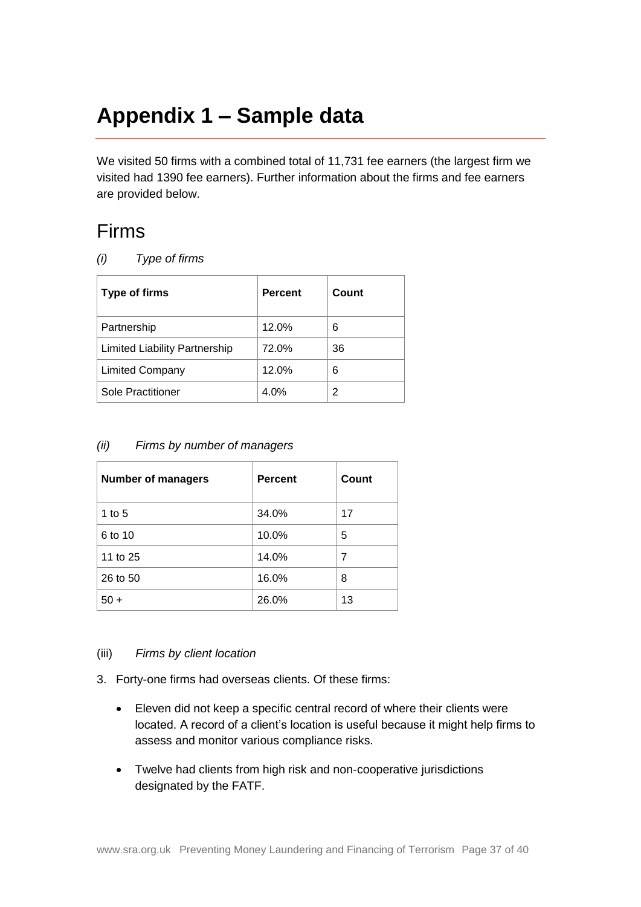# Appendix 1 – Sample data

We visited 50 firms with a combined total of 11,731 fee earners (the largest firm we visited had 1390 fee earners). Further information about the firms and fee earners are provided below.

## Firms

*(i) Type of firms*

| Type of firms | Percent | Count |
|---|---|---|
| Partnership | 12.0% | 6 |
| Limited Liability Partnership | 72.0% | 36 |
| Limited Company | 12.0% | 6 |
| Sole Practitioner | 4.0% | 2 |

*(ii) Firms by number of managers*

| Number of managers | Percent | Count |
|---|---|---|
| 1 to 5 | 34.0% | 17 |
| 6 to 10 | 10.0% | 5 |
| 11 to 25 | 14.0% | 7 |
| 26 to 50 | 16.0% | 8 |
| 50 + | 26.0% | 13 |

(iii) *Firms by client location*

3. Forty-one firms had overseas clients. Of these firms:

   - Eleven did not keep a specific central record of where their clients were located. A record of a client's location is useful because it might help firms to assess and monitor various compliance risks.

   - Twelve had clients from high risk and non-cooperative jurisdictions designated by the FATF.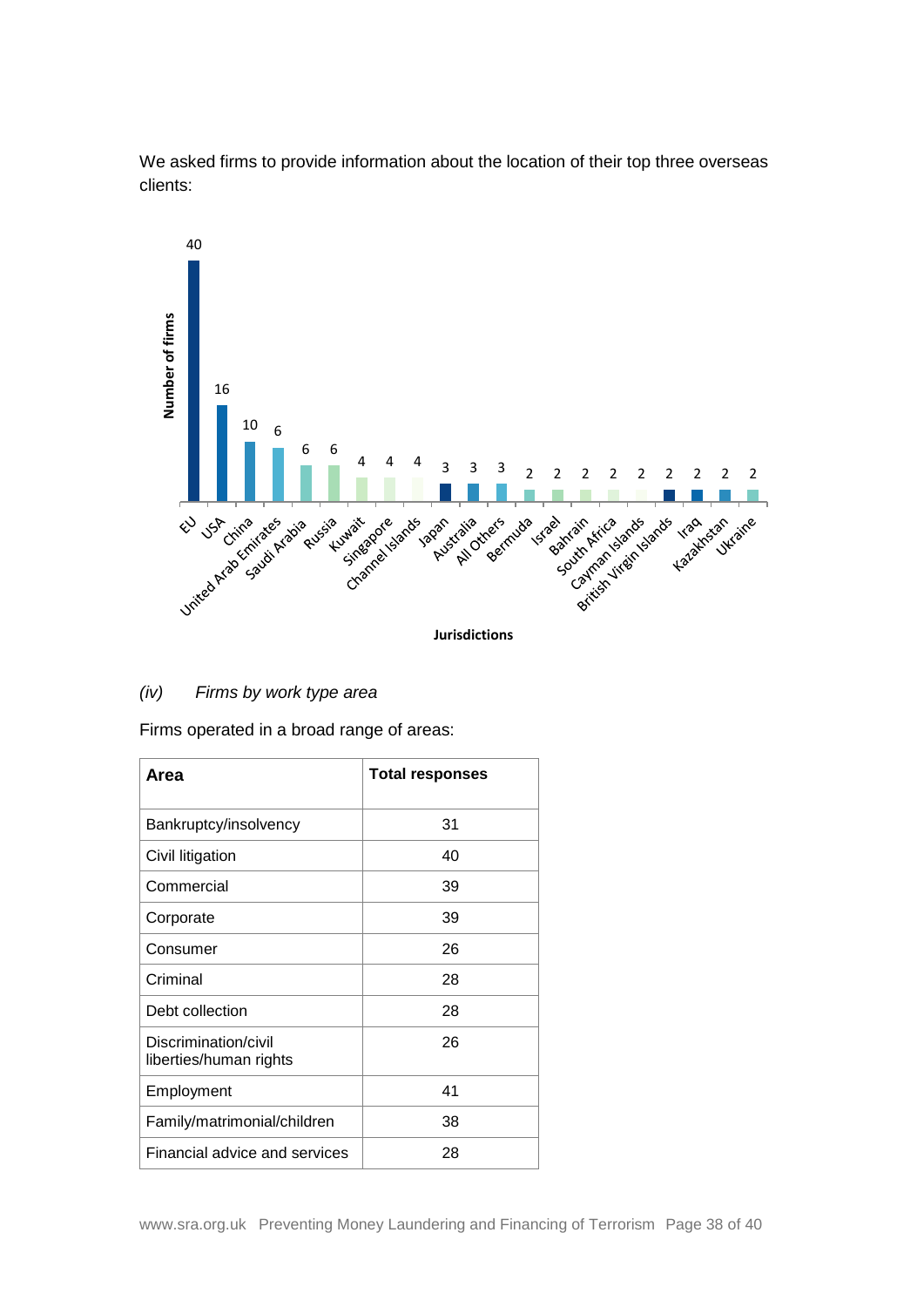We asked firms to provide information about the location of their top three overseas clients:

| Jurisdictions | Number of firms |
| --- | --- |
| EU | 40 |
| USA | 16 |
| China | 10 |
| United Arab Emirates | 6 |
| Saudi Arabia | 6 |
| Russia | 6 |
| Kuwait | 4 |
| Singapore | 4 |
| Channel Islands | 4 |
| Japan | 3 |
| Australia | 3 |
| All Others | 3 |
| Bermuda | 2 |
| Israel | 2 |
| Bahrain | 2 |
| South Africa | 2 |
| Cayman Islands | 2 |
| British Virgin Islands | 2 |
| Iraq | 2 |
| Kazakhstan | 2 |
| Ukraine | 2 |

*(iv) Firms by work type area*

Firms operated in a broad range of areas:

| Area | Total responses |
| --- | --- |
| Bankruptcy/insolvency | 31 |
| Civil litigation | 40 |
| Commercial | 39 |
| Corporate | 39 |
| Consumer | 26 |
| Criminal | 28 |
| Debt collection | 28 |
| Discrimination/civil liberties/human rights | 26 |
| Employment | 41 |
| Family/matrimonial/children | 38 |
| Financial advice and services | 28 |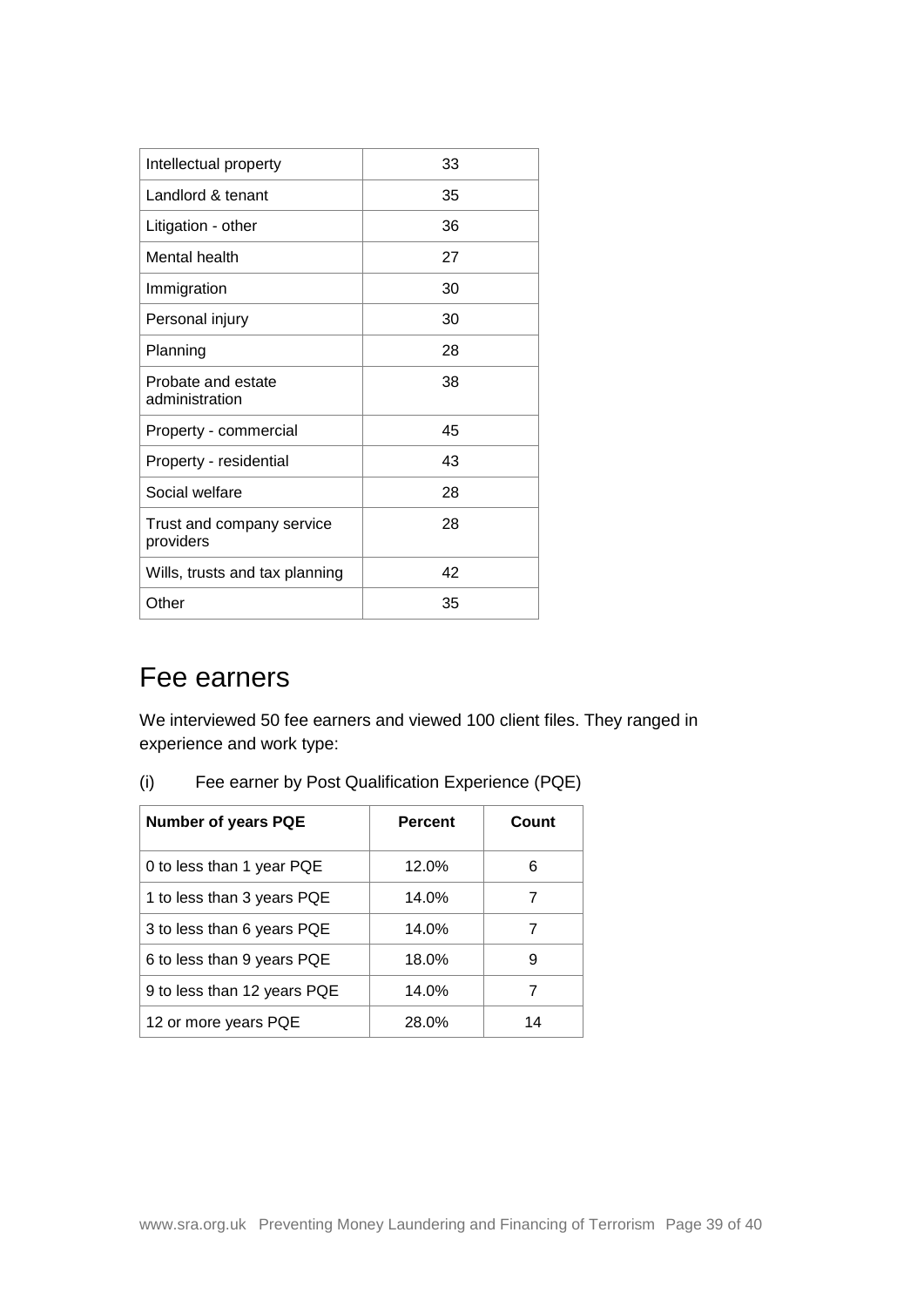| Intellectual property | 33 |
| --- | --- |
| Landlord & tenant | 35 |
| Litigation - other | 36 |
| Mental health | 27 |
| Immigration | 30 |
| Personal injury | 30 |
| Planning | 28 |
| Probate and estate administration | 38 |
| Property - commercial | 45 |
| Property - residential | 43 |
| Social welfare | 28 |
| Trust and company service providers | 28 |
| Wills, trusts and tax planning | 42 |
| Other | 35 |

# Fee earners

We interviewed 50 fee earners and viewed 100 client files. They ranged in experience and work type:

(i) Fee earner by Post Qualification Experience (PQE)

| Number of years PQE | Percent | Count |
| --- | --- | --- |
| 0 to less than 1 year PQE | 12.0% | 6 |
| 1 to less than 3 years PQE | 14.0% | 7 |
| 3 to less than 6 years PQE | 14.0% | 7 |
| 6 to less than 9 years PQE | 18.0% | 9 |
| 9 to less than 12 years PQE | 14.0% | 7 |
| 12 or more years PQE | 28.0% | 14 |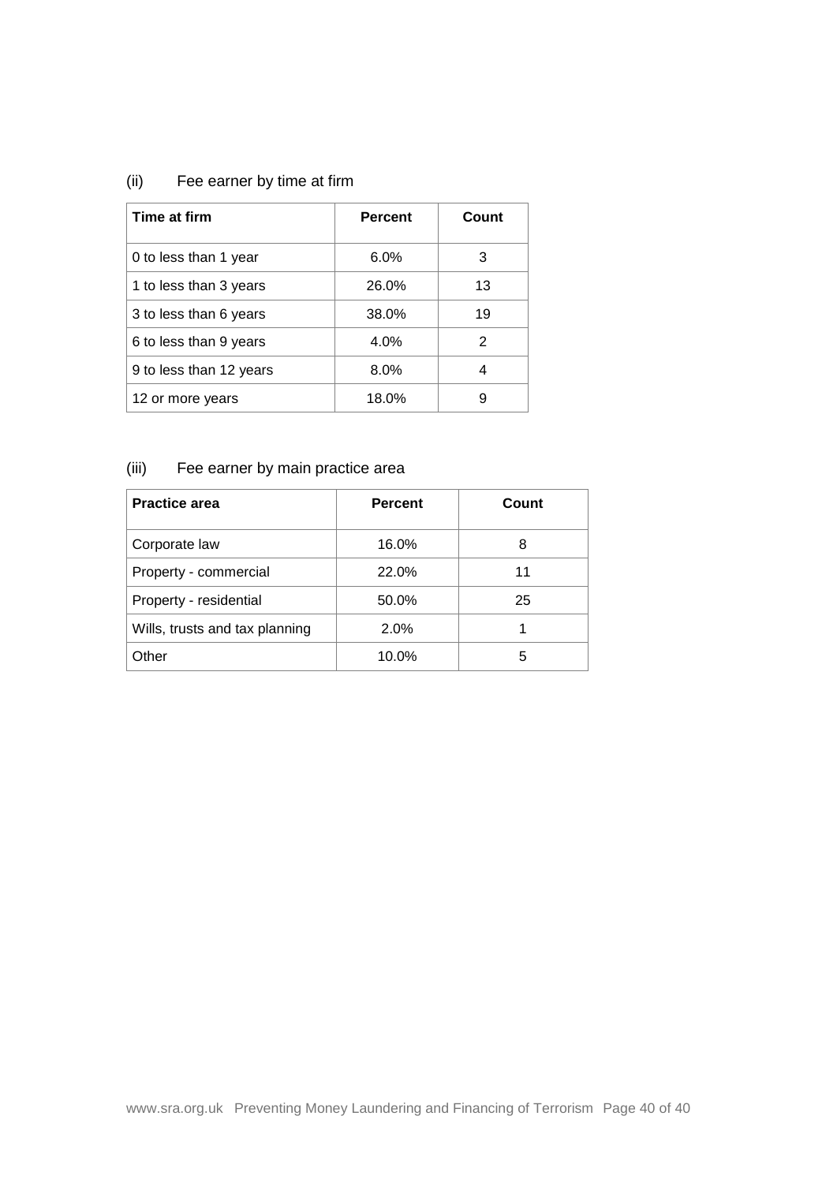(ii) Fee earner by time at firm

| Time at firm | Percent | Count |
|---|---|---|
| 0 to less than 1 year | 6.0% | 3 |
| 1 to less than 3 years | 26.0% | 13 |
| 3 to less than 6 years | 38.0% | 19 |
| 6 to less than 9 years | 4.0% | 2 |
| 9 to less than 12 years | 8.0% | 4 |
| 12 or more years | 18.0% | 9 |

(iii) Fee earner by main practice area

| Practice area | Percent | Count |
|---|---|---|
| Corporate law | 16.0% | 8 |
| Property - commercial | 22.0% | 11 |
| Property - residential | 50.0% | 25 |
| Wills, trusts and tax planning | 2.0% | 1 |
| Other | 10.0% | 5 |